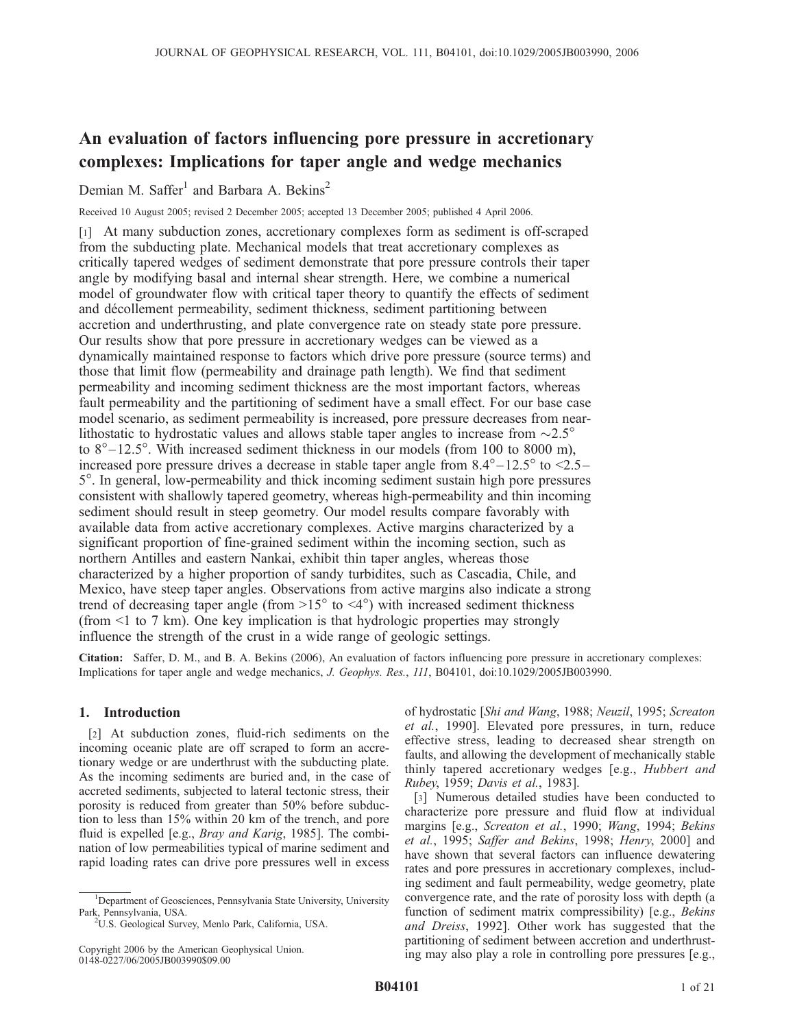# An evaluation of factors influencing pore pressure in accretionary complexes: Implications for taper angle and wedge mechanics

Demian M. Saffer[1] and Barbara A. Bekins[2]

Received 10 August 2005; revised 2 December 2005; accepted 13 December 2005; published 4 April 2006.

[1] At many subduction zones, accretionary complexes form as sediment is off-scraped from the subducting plate. Mechanical models that treat accretionary complexes as critically tapered wedges of sediment demonstrate that pore pressure controls their taper angle by modifying basal and internal shear strength. Here, we combine a numerical model of groundwater flow with critical taper theory to quantify the effects of sediment and décollement permeability, sediment thickness, sediment partitioning between accretion and underthrusting, and plate convergence rate on steady state pore pressure. Our results show that pore pressure in accretionary wedges can be viewed as a dynamically maintained response to factors which drive pore pressure (source terms) and those that limit flow (permeability and drainage path length). We find that sediment permeability and incoming sediment thickness are the most important factors, whereas fault permeability and the partitioning of sediment have a small effect. For our base case model scenario, as sediment permeability is increased, pore pressure decreases from near-lithostatic to hydrostatic values and allows stable taper angles to increase from $\sim 2.5°$ to $8°–12.5°$. With increased sediment thickness in our models (from 100 to 8000 m), increased pore pressure drives a decrease in stable taper angle from $8.4°–12.5°$ to $<2.5–5°$. In general, low-permeability and thick incoming sediment sustain high pore pressures consistent with shallowly tapered geometry, whereas high-permeability and thin incoming sediment should result in steep geometry. Our model results compare favorably with available data from active accretionary complexes. Active margins characterized by a significant proportion of fine-grained sediment within the incoming section, such as northern Antilles and eastern Nankai, exhibit thin taper angles, whereas those characterized by a higher proportion of sandy turbidites, such as Cascadia, Chile, and Mexico, have steep taper angles. Observations from active margins also indicate a strong trend of decreasing taper angle (from $>15°$ to $<4°$) with increased sediment thickness (from $<1$ to 7 km). One key implication is that hydrologic properties may strongly influence the strength of the crust in a wide range of geologic settings.

**Citation:** Saffer, D. M., and B. A. Bekins (2006), An evaluation of factors influencing pore pressure in accretionary complexes: Implications for taper angle and wedge mechanics, *J. Geophys. Res.*, *111*, B04101, doi:10.1029/2005JB003990.

## 1. Introduction

[2] At subduction zones, fluid-rich sediments on the incoming oceanic plate are off scraped to form an accretionary wedge or are underthrust with the subducting plate. As the incoming sediments are buried and, in the case of accreted sediments, subjected to lateral tectonic stress, their porosity is reduced from greater than 50% before subduction to less than 15% within 20 km of the trench, and pore fluid is expelled [e.g., *Bray and Karig*, 1985]. The combination of low permeabilities typical of marine sediment and rapid loading rates can drive pore pressures well in excess of hydrostatic [*Shi and Wang*, 1988; *Neuzil*, 1995; *Screaton et al.*, 1990]. Elevated pore pressures, in turn, reduce effective stress, leading to decreased shear strength on faults, and allowing the development of mechanically stable thinly tapered accretionary wedges [e.g., *Hubbert and Rubey*, 1959; *Davis et al.*, 1983].

[3] Numerous detailed studies have been conducted to characterize pore pressure and fluid flow at individual margins [e.g., *Screaton et al.*, 1990; *Wang*, 1994; *Bekins et al.*, 1995; *Saffer and Bekins*, 1998; *Henry*, 2000] and have shown that several factors can influence dewatering rates and pore pressures in accretionary complexes, including sediment and fault permeability, wedge geometry, plate convergence rate, and the rate of porosity loss with depth (a function of sediment matrix compressibility) [e.g., *Bekins and Dreiss*, 1992]. Other work has suggested that the partitioning of sediment between accretion and underthrusting may also play a role in controlling pore pressures [e.g.,

[1] Department of Geosciences, Pennsylvania State University, University Park, Pennsylvania, USA.

[2] U.S. Geological Survey, Menlo Park, California, USA.

Copyright 2006 by the American Geophysical Union.
0148-0227/06/2005JB003990$09.00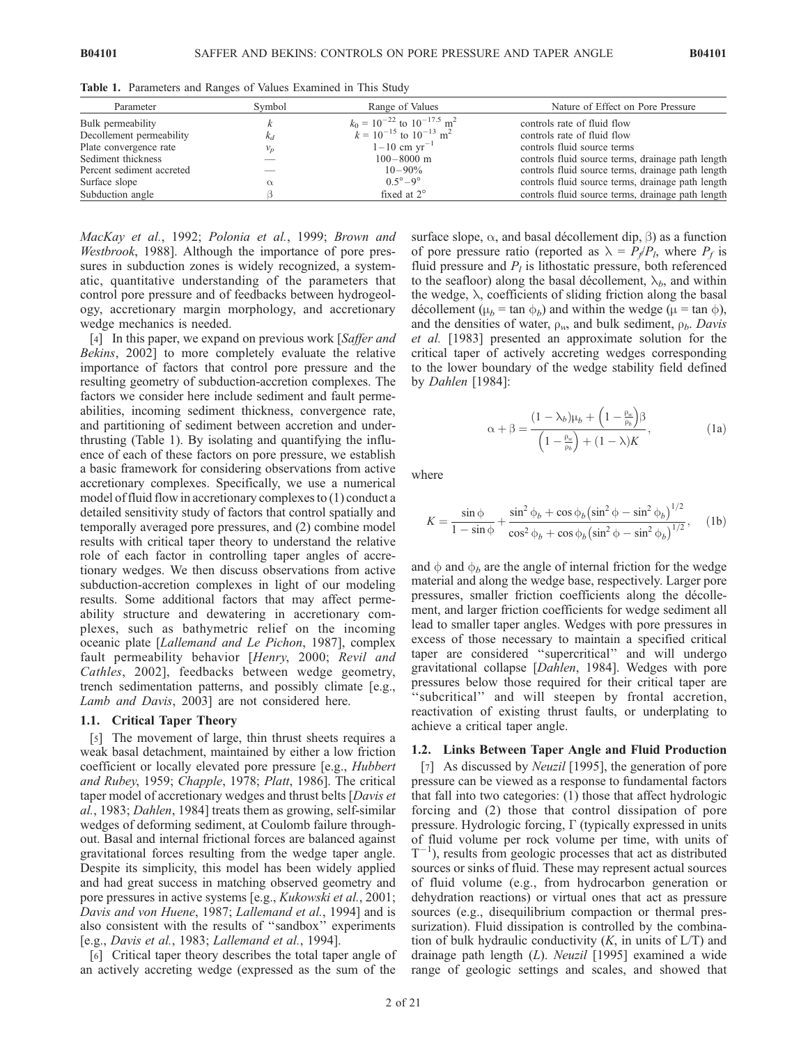**Table 1.** Parameters and Ranges of Values Examined in This Study

| Parameter | Symbol | Range of Values | Nature of Effect on Pore Pressure |
|---|---|---|---|
| Bulk permeability | $k$ | $k_0 = 10^{-22}$ to $10^{-17.5}$ m$^2$ | controls rate of fluid flow |
| Decollement permeability | $k_d$ | $k = 10^{-15}$ to $10^{-13}$ m$^2$ | controls rate of fluid flow |
| Plate convergence rate | $v_p$ | $1-10$ cm yr$^{-1}$ | controls fluid source terms |
| Sediment thickness | — | $100-8000$ m | controls fluid source terms, drainage path length |
| Percent sediment accreted | — | $10-90\%$ | controls fluid source terms, drainage path length |
| Surface slope | $\alpha$ | $0.5°-9°$ | controls fluid source terms, drainage path length |
| Subduction angle | $\beta$ | fixed at 2° | controls fluid source terms, drainage path length |

*MacKay et al.*, 1992; *Polonia et al.*, 1999; *Brown and Westbrook*, 1988]. Although the importance of pore pressures in subduction zones is widely recognized, a systematic, quantitative understanding of the parameters that control pore pressure and of feedbacks between hydrogeology, accretionary margin morphology, and accretionary wedge mechanics is needed.

[4] In this paper, we expand on previous work [*Saffer and Bekins*, 2002] to more completely evaluate the relative importance of factors that control pore pressure and the resulting geometry of subduction-accretion complexes. The factors we consider here include sediment and fault permeabilities, incoming sediment thickness, convergence rate, and partitioning of sediment between accretion and underthrusting (Table 1). By isolating and quantifying the influence of each of these factors on pore pressure, we establish a basic framework for considering observations from active accretionary complexes. Specifically, we use a numerical model of fluid flow in accretionary complexes to (1) conduct a detailed sensitivity study of factors that control spatially and temporally averaged pore pressures, and (2) combine model results with critical taper theory to understand the relative role of each factor in controlling taper angles of accretionary wedges. We then discuss observations from active subduction-accretion complexes in light of our modeling results. Some additional factors that may affect permeability structure and dewatering in accretionary complexes, such as bathymetric relief on the incoming oceanic plate [*Lallemand and Le Pichon*, 1987], complex fault permeability behavior [*Henry*, 2000; *Revil and Cathles*, 2002], feedbacks between wedge geometry, trench sedimentation patterns, and possibly climate [e.g., *Lamb and Davis*, 2003] are not considered here.

### 1.1. Critical Taper Theory

[5] The movement of large, thin thrust sheets requires a weak basal detachment, maintained by either a low friction coefficient or locally elevated pore pressure [e.g., *Hubbert and Rubey*, 1959; *Chapple*, 1978; *Platt*, 1986]. The critical taper model of accretionary wedges and thrust belts [*Davis et al.*, 1983; *Dahlen*, 1984] treats them as growing, self-similar wedges of deforming sediment, at Coulomb failure throughout. Basal and internal frictional forces are balanced against gravitational forces resulting from the wedge taper angle. Despite its simplicity, this model has been widely applied and had great success in matching observed geometry and pore pressures in active systems [e.g., *Kukowski et al.*, 2001; *Davis and von Huene*, 1987; *Lallemand et al.*, 1994] and is also consistent with the results of "sandbox" experiments [e.g., *Davis et al.*, 1983; *Lallemand et al.*, 1994].

[6] Critical taper theory describes the total taper angle of an actively accreting wedge (expressed as the sum of the surface slope, $\alpha$, and basal décollement dip, $\beta$) as a function of pore pressure ratio (reported as $\lambda = P_f/P_l$, where $P_f$ is fluid pressure and $P_l$ is lithostatic pressure, both referenced to the seafloor) along the basal décollement, $\lambda_b$, and within the wedge, $\lambda$, coefficients of sliding friction along the basal décollement ($\mu_b = \tan \phi_b$) and within the wedge ($\mu = \tan \phi$), and the densities of water, $\rho_w$, and bulk sediment, $\rho_b$. *Davis et al.* [1983] presented an approximate solution for the critical taper of actively accreting wedges corresponding to the lower boundary of the wedge stability field defined by *Dahlen* [1984]:

$$\alpha + \beta = \frac{(1 - \lambda_b)\mu_b + \left(1 - \frac{\rho_w}{\rho_b}\right)\beta}{\left(1 - \frac{\rho_w}{\rho_b}\right) + (1 - \lambda)K}, \tag{1a}$$

where

$$K = \frac{\sin\phi}{1 - \sin\phi} + \frac{\sin^2\phi_b + \cos\phi_b\left(\sin^2\phi - \sin^2\phi_b\right)^{1/2}}{\cos^2\phi_b + \cos\phi_b\left(\sin^2\phi - \sin^2\phi_b\right)^{1/2}}, \tag{1b}$$

and $\phi$ and $\phi_b$ are the angle of internal friction for the wedge material and along the wedge base, respectively. Larger pore pressures, smaller friction coefficients along the décollement, and larger friction coefficients for wedge sediment all lead to smaller taper angles. Wedges with pore pressures in excess of those necessary to maintain a specified critical taper are considered "supercritical" and will undergo gravitational collapse [*Dahlen*, 1984]. Wedges with pore pressures below those required for their critical taper are "subcritical" and will steepen by frontal accretion, reactivation of existing thrust faults, or underplating to achieve a critical taper angle.

### 1.2. Links Between Taper Angle and Fluid Production

[7] As discussed by *Neuzil* [1995], the generation of pore pressure can be viewed as a response to fundamental factors that fall into two categories: (1) those that affect hydrologic forcing and (2) those that control dissipation of pore pressure. Hydrologic forcing, $\Gamma$ (typically expressed in units of fluid volume per rock volume per time, with units of $T^{-1}$), results from geologic processes that act as distributed sources or sinks of fluid. These may represent actual sources of fluid volume (e.g., from hydrocarbon generation or dehydration reactions) or virtual ones that act as pressure sources (e.g., disequilibrium compaction or thermal pressurization). Fluid dissipation is controlled by the combination of bulk hydraulic conductivity ($K$, in units of L/T) and drainage path length ($L$). *Neuzil* [1995] examined a wide range of geologic settings and scales, and showed that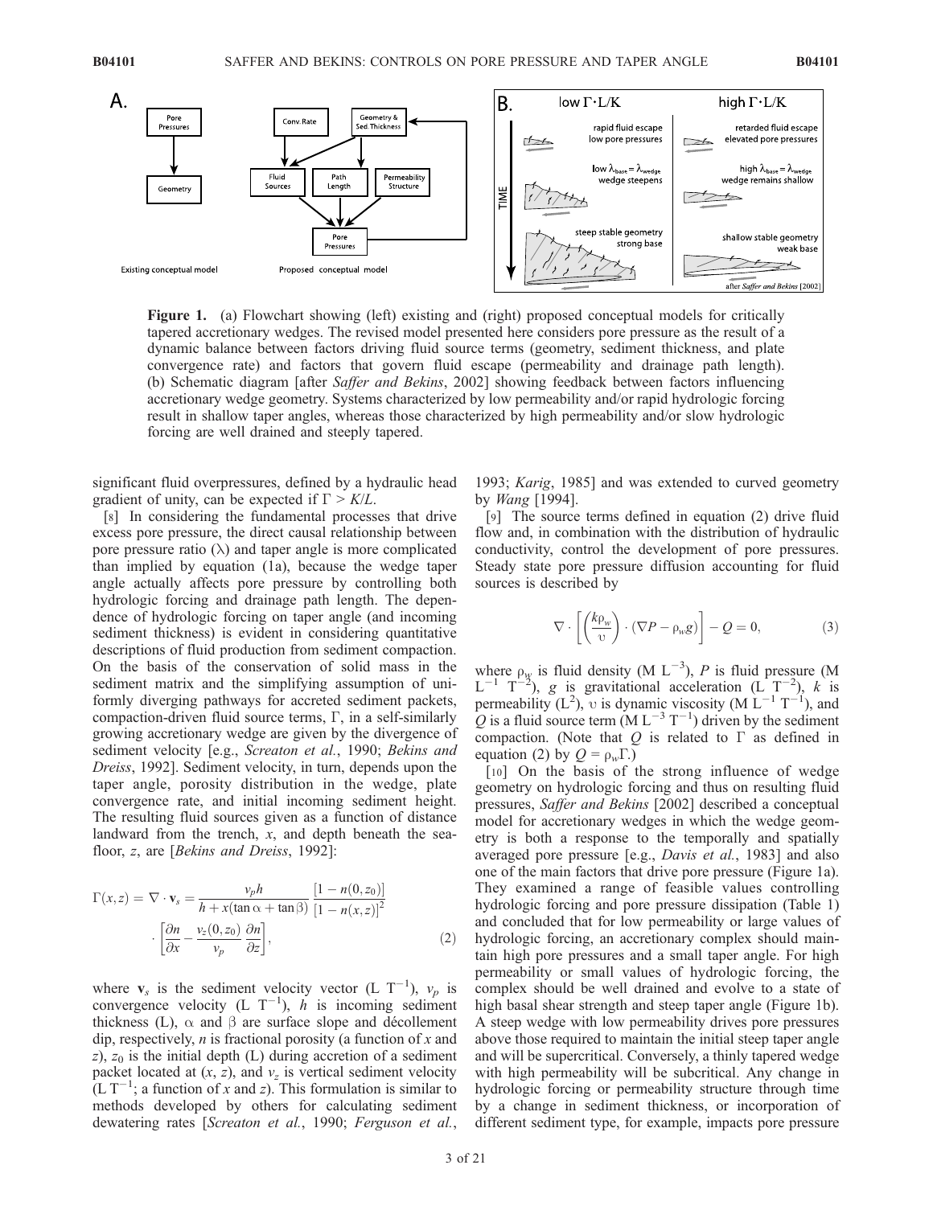**Figure 1.** (a) Flowchart showing (left) existing and (right) proposed conceptual models for critically tapered accretionary wedges. The revised model presented here considers pore pressure as the result of a dynamic balance between factors driving fluid source terms (geometry, sediment thickness, and plate convergence rate) and factors that govern fluid escape (permeability and drainage path length). (b) Schematic diagram [after *Saffer and Bekins*, 2002] showing feedback between factors influencing accretionary wedge geometry. Systems characterized by low permeability and/or rapid hydrologic forcing result in shallow taper angles, whereas those characterized by high permeability and/or slow hydrologic forcing are well drained and steeply tapered.

significant fluid overpressures, defined by a hydraulic head gradient of unity, can be expected if $\Gamma > K/L$.

[8] In considering the fundamental processes that drive excess pore pressure, the direct causal relationship between pore pressure ratio ($\lambda$) and taper angle is more complicated than implied by equation (1a), because the wedge taper angle actually affects pore pressure by controlling both hydrologic forcing and drainage path length. The dependence of hydrologic forcing on taper angle (and incoming sediment thickness) is evident in considering quantitative descriptions of fluid production from sediment compaction. On the basis of the conservation of solid mass in the sediment matrix and the simplifying assumption of uniformly diverging pathways for accreted sediment packets, compaction-driven fluid source terms, $\Gamma$, in a self-similarly growing accretionary wedge are given by the divergence of sediment velocity [e.g., *Screaton et al.*, 1990; *Bekins and Dreiss*, 1992]. Sediment velocity, in turn, depends upon the taper angle, porosity distribution in the wedge, plate convergence rate, and initial incoming sediment height. The resulting fluid sources given as a function of distance landward from the trench, $x$, and depth beneath the seafloor, $z$, are [*Bekins and Dreiss*, 1992]:

$$\Gamma(x,z) = \nabla \cdot \mathbf{v}_s = \frac{v_p h}{h + x(\tan\alpha + \tan\beta)} \frac{[1 - n(0,z_0)]}{[1 - n(x,z)]^2} \cdot \left[\frac{\partial n}{\partial x} - \frac{v_z(0,z_0)}{v_p}\frac{\partial n}{\partial z}\right], \tag{2}$$

where $\mathbf{v}_s$ is the sediment velocity vector (L $T^{-1}$), $v_p$ is convergence velocity (L $T^{-1}$), $h$ is incoming sediment thickness (L), $\alpha$ and $\beta$ are surface slope and décollement dip, respectively, $n$ is fractional porosity (a function of $x$ and $z$), $z_0$ is the initial depth (L) during accretion of a sediment packet located at ($x$, $z$), and $v_z$ is vertical sediment velocity (L $T^{-1}$; a function of $x$ and $z$). This formulation is similar to methods developed by others for calculating sediment dewatering rates [*Screaton et al.*, 1990; *Ferguson et al.*, 1993; *Karig*, 1985] and was extended to curved geometry by *Wang* [1994].

[9] The source terms defined in equation (2) drive fluid flow and, in combination with the distribution of hydraulic conductivity, control the development of pore pressures. Steady state pore pressure diffusion accounting for fluid sources is described by

$$\nabla \cdot \left[\left(\frac{k\rho_w}{\upsilon}\right) \cdot (\nabla P - \rho_w g)\right] - Q = 0, \tag{3}$$

where $\rho_w$ is fluid density (M $L^{-3}$), $P$ is fluid pressure (M $L^{-1}$ $T^{-2}$), $g$ is gravitational acceleration (L $T^{-2}$), $k$ is permeability ($L^2$), $\upsilon$ is dynamic viscosity (M $L^{-1}$ $T^{-1}$), and $Q$ is a fluid source term (M $L^{-3}$ $T^{-1}$) driven by the sediment compaction. (Note that $Q$ is related to $\Gamma$ as defined in equation (2) by $Q = \rho_w \Gamma$.)

[10] On the basis of the strong influence of wedge geometry on hydrologic forcing and thus on resulting fluid pressures, *Saffer and Bekins* [2002] described a conceptual model for accretionary wedges in which the wedge geometry is both a response to the temporally and spatially averaged pore pressure [e.g., *Davis et al.*, 1983] and also one of the main factors that drive pore pressure (Figure 1a). They examined a range of feasible values controlling hydrologic forcing and pore pressure dissipation (Table 1) and concluded that for low permeability or large values of hydrologic forcing, an accretionary complex should maintain high pore pressures and a small taper angle. For high permeability or small values of hydrologic forcing, the complex should be well drained and evolve to a state of high basal shear strength and steep taper angle (Figure 1b). A steep wedge with low permeability drives pore pressures above those required to maintain the initial steep taper angle and will be supercritical. Conversely, a thinly tapered wedge with high permeability will be subcritical. Any change in hydrologic forcing or permeability structure through time by a change in sediment thickness, or incorporation of different sediment type, for example, impacts pore pressure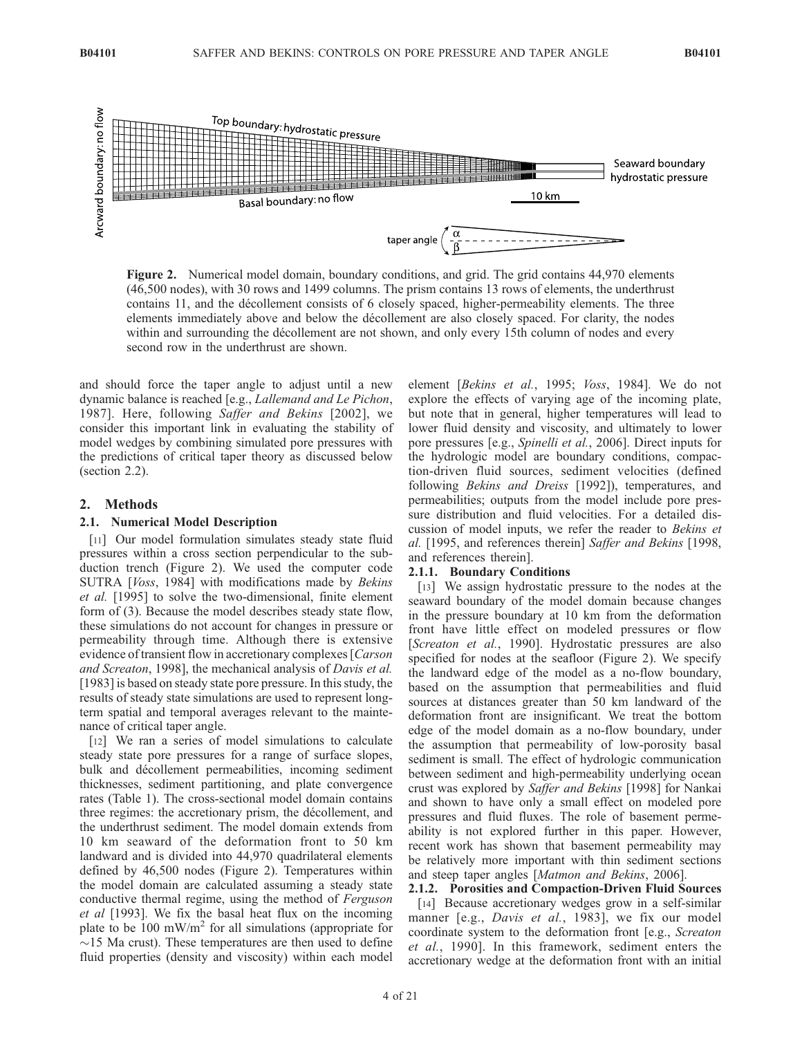**Figure 2.** Numerical model domain, boundary conditions, and grid. The grid contains 44,970 elements (46,500 nodes), with 30 rows and 1499 columns. The prism contains 13 rows of elements, the underthrust contains 11, and the décollement consists of 6 closely spaced, higher-permeability elements. The three elements immediately above and below the décollement are also closely spaced. For clarity, the nodes within and surrounding the décollement are not shown, and only every 15th column of nodes and every second row in the underthrust are shown.

and should force the taper angle to adjust until a new dynamic balance is reached [e.g., *Lallemand and Le Pichon*, 1987]. Here, following *Saffer and Bekins* [2002], we consider this important link in evaluating the stability of model wedges by combining simulated pore pressures with the predictions of critical taper theory as discussed below (section 2.2).

## 2. Methods

### 2.1. Numerical Model Description

[11] Our model formulation simulates steady state fluid pressures within a cross section perpendicular to the subduction trench (Figure 2). We used the computer code SUTRA [*Voss*, 1984] with modifications made by *Bekins et al.* [1995] to solve the two-dimensional, finite element form of (3). Because the model describes steady state flow, these simulations do not account for changes in pressure or permeability through time. Although there is extensive evidence of transient flow in accretionary complexes [*Carson and Screaton*, 1998], the mechanical analysis of *Davis et al.* [1983] is based on steady state pore pressure. In this study, the results of steady state simulations are used to represent long-term spatial and temporal averages relevant to the maintenance of critical taper angle.

[12] We ran a series of model simulations to calculate steady state pore pressures for a range of surface slopes, bulk and décollement permeabilities, incoming sediment thicknesses, sediment partitioning, and plate convergence rates (Table 1). The cross-sectional model domain contains three regimes: the accretionary prism, the décollement, and the underthrust sediment. The model domain extends from 10 km seaward of the deformation front to 50 km landward and is divided into 44,970 quadrilateral elements defined by 46,500 nodes (Figure 2). Temperatures within the model domain are calculated assuming a steady state conductive thermal regime, using the method of *Ferguson et al* [1993]. We fix the basal heat flux on the incoming plate to be 100 mW/m$^2$ for all simulations (appropriate for ~15 Ma crust). These temperatures are then used to define fluid properties (density and viscosity) within each model element [*Bekins et al.*, 1995; *Voss*, 1984]. We do not explore the effects of varying age of the incoming plate, but note that in general, higher temperatures will lead to lower fluid density and viscosity, and ultimately to lower pore pressures [e.g., *Spinelli et al.*, 2006]. Direct inputs for the hydrologic model are boundary conditions, compaction-driven fluid sources, sediment velocities (defined following *Bekins and Dreiss* [1992]), temperatures, and permeabilities; outputs from the model include pore pressure distribution and fluid velocities. For a detailed discussion of model inputs, we refer the reader to *Bekins et al.* [1995, and references therein] *Saffer and Bekins* [1998, and references therein].

#### 2.1.1. Boundary Conditions

[13] We assign hydrostatic pressure to the nodes at the seaward boundary of the model domain because changes in the pressure boundary at 10 km from the deformation front have little effect on modeled pressures or flow [*Screaton et al.*, 1990]. Hydrostatic pressures are also specified for nodes at the seafloor (Figure 2). We specify the landward edge of the model as a no-flow boundary, based on the assumption that permeabilities and fluid sources at distances greater than 50 km landward of the deformation front are insignificant. We treat the bottom edge of the model domain as a no-flow boundary, under the assumption that permeability of low-porosity basal sediment is small. The effect of hydrologic communication between sediment and high-permeability underlying ocean crust was explored by *Saffer and Bekins* [1998] for Nankai and shown to have only a small effect on modeled pore pressures and fluid fluxes. The role of basement permeability is not explored further in this paper. However, recent work has shown that basement permeability may be relatively more important with thin sediment sections and steep taper angles [*Matmon and Bekins*, 2006].

#### 2.1.2. Porosities and Compaction-Driven Fluid Sources

[14] Because accretionary wedges grow in a self-similar manner [e.g., *Davis et al.*, 1983], we fix our model coordinate system to the deformation front [e.g., *Screaton et al.*, 1990]. In this framework, sediment enters the accretionary wedge at the deformation front with an initial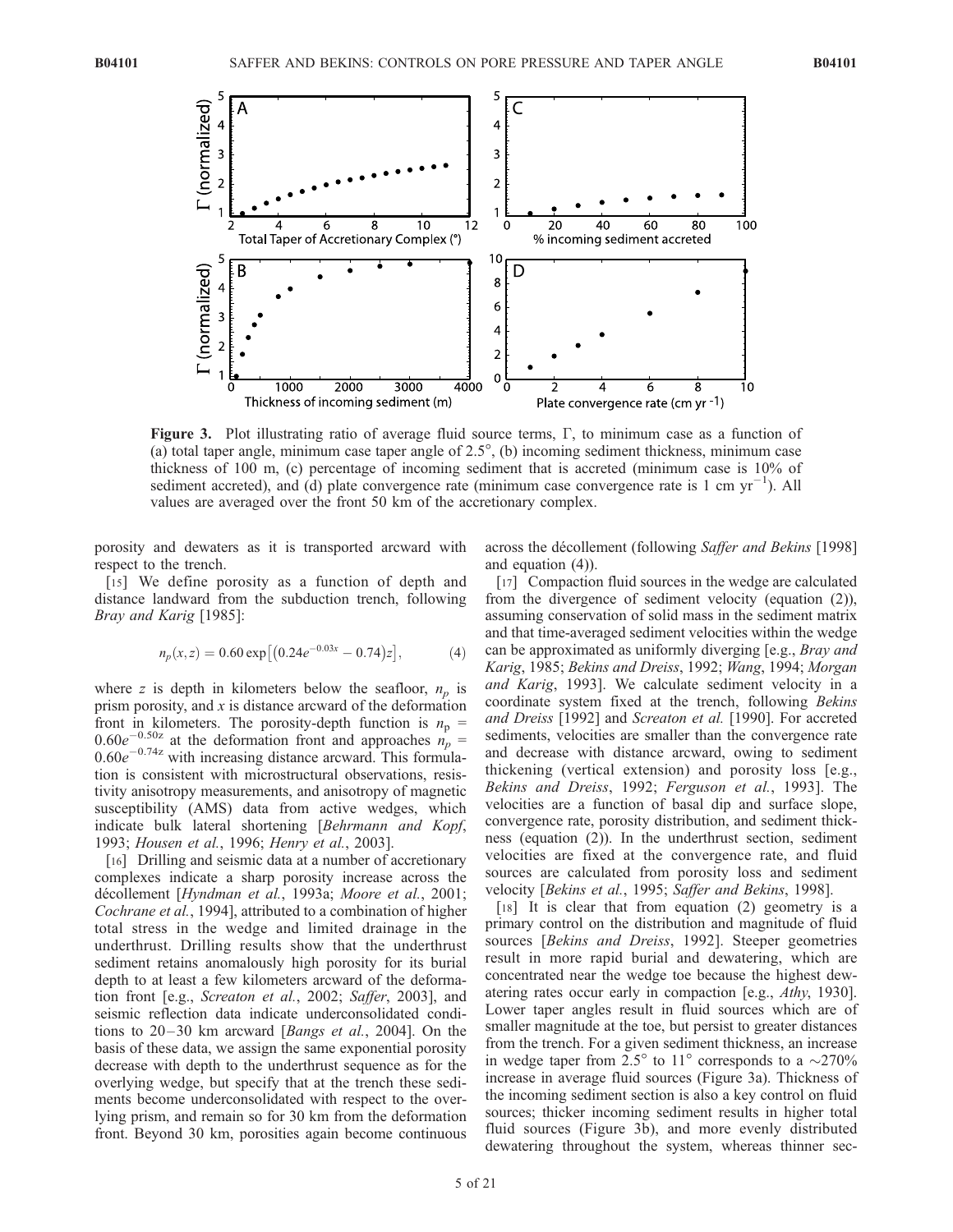**Figure 3.** Plot illustrating ratio of average fluid source terms, Γ, to minimum case as a function of (a) total taper angle, minimum case taper angle of 2.5°, (b) incoming sediment thickness, minimum case thickness of 100 m, (c) percentage of incoming sediment that is accreted (minimum case is 10% of sediment accreted), and (d) plate convergence rate (minimum case convergence rate is 1 cm yr$^{-1}$). All values are averaged over the front 50 km of the accretionary complex.

porosity and dewaters as it is transported arcward with respect to the trench.

[15] We define porosity as a function of depth and distance landward from the subduction trench, following *Bray and Karig* [1985]:

$$n_p(x,z) = 0.60 \exp\left[\left(0.24e^{-0.03x} - 0.74\right)z\right], \tag{4}$$

where $z$ is depth in kilometers below the seafloor, $n_p$ is prism porosity, and $x$ is distance arcward of the deformation front in kilometers. The porosity-depth function is $n_p = 0.60e^{-0.50z}$ at the deformation front and approaches $n_p = 0.60e^{-0.74z}$ with increasing distance arcward. This formulation is consistent with microstructural observations, resistivity anisotropy measurements, and anisotropy of magnetic susceptibility (AMS) data from active wedges, which indicate bulk lateral shortening [*Behrmann and Kopf*, 1993; *Housen et al.*, 1996; *Henry et al.*, 2003].

[16] Drilling and seismic data at a number of accretionary complexes indicate a sharp porosity increase across the décollement [*Hyndman et al.*, 1993a; *Moore et al.*, 2001; *Cochrane et al.*, 1994], attributed to a combination of higher total stress in the wedge and limited drainage in the underthrust. Drilling results show that the underthrust sediment retains anomalously high porosity for its burial depth to at least a few kilometers arcward of the deformation front [e.g., *Screaton et al.*, 2002; *Saffer*, 2003], and seismic reflection data indicate underconsolidated conditions to 20–30 km arcward [*Bangs et al.*, 2004]. On the basis of these data, we assign the same exponential porosity decrease with depth to the underthrust sequence as for the overlying wedge, but specify that at the trench these sediments become underconsolidated with respect to the overlying prism, and remain so for 30 km from the deformation front. Beyond 30 km, porosities again become continuous across the décollement (following *Saffer and Bekins* [1998] and equation (4)).

[17] Compaction fluid sources in the wedge are calculated from the divergence of sediment velocity (equation (2)), assuming conservation of solid mass in the sediment matrix and that time-averaged sediment velocities within the wedge can be approximated as uniformly diverging [e.g., *Bray and Karig*, 1985; *Bekins and Dreiss*, 1992; *Wang*, 1994; *Morgan and Karig*, 1993]. We calculate sediment velocity in a coordinate system fixed at the trench, following *Bekins and Dreiss* [1992] and *Screaton et al.* [1990]. For accreted sediments, velocities are smaller than the convergence rate and decrease with distance arcward, owing to sediment thickening (vertical extension) and porosity loss [e.g., *Bekins and Dreiss*, 1992; *Ferguson et al.*, 1993]. The velocities are a function of basal dip and surface slope, convergence rate, porosity distribution, and sediment thickness (equation (2)). In the underthrust section, sediment velocities are fixed at the convergence rate, and fluid sources are calculated from porosity loss and sediment velocity [*Bekins et al.*, 1995; *Saffer and Bekins*, 1998].

[18] It is clear that from equation (2) geometry is a primary control on the distribution and magnitude of fluid sources [*Bekins and Dreiss*, 1992]. Steeper geometries result in more rapid burial and dewatering, which are concentrated near the wedge toe because the highest dewatering rates occur early in compaction [e.g., *Athy*, 1930]. Lower taper angles result in fluid sources which are of smaller magnitude at the toe, but persist to greater distances from the trench. For a given sediment thickness, an increase in wedge taper from 2.5° to 11° corresponds to a ∼270% increase in average fluid sources (Figure 3a). Thickness of the incoming sediment section is also a key control on fluid sources; thicker incoming sediment results in higher total fluid sources (Figure 3b), and more evenly distributed dewatering throughout the system, whereas thinner sec-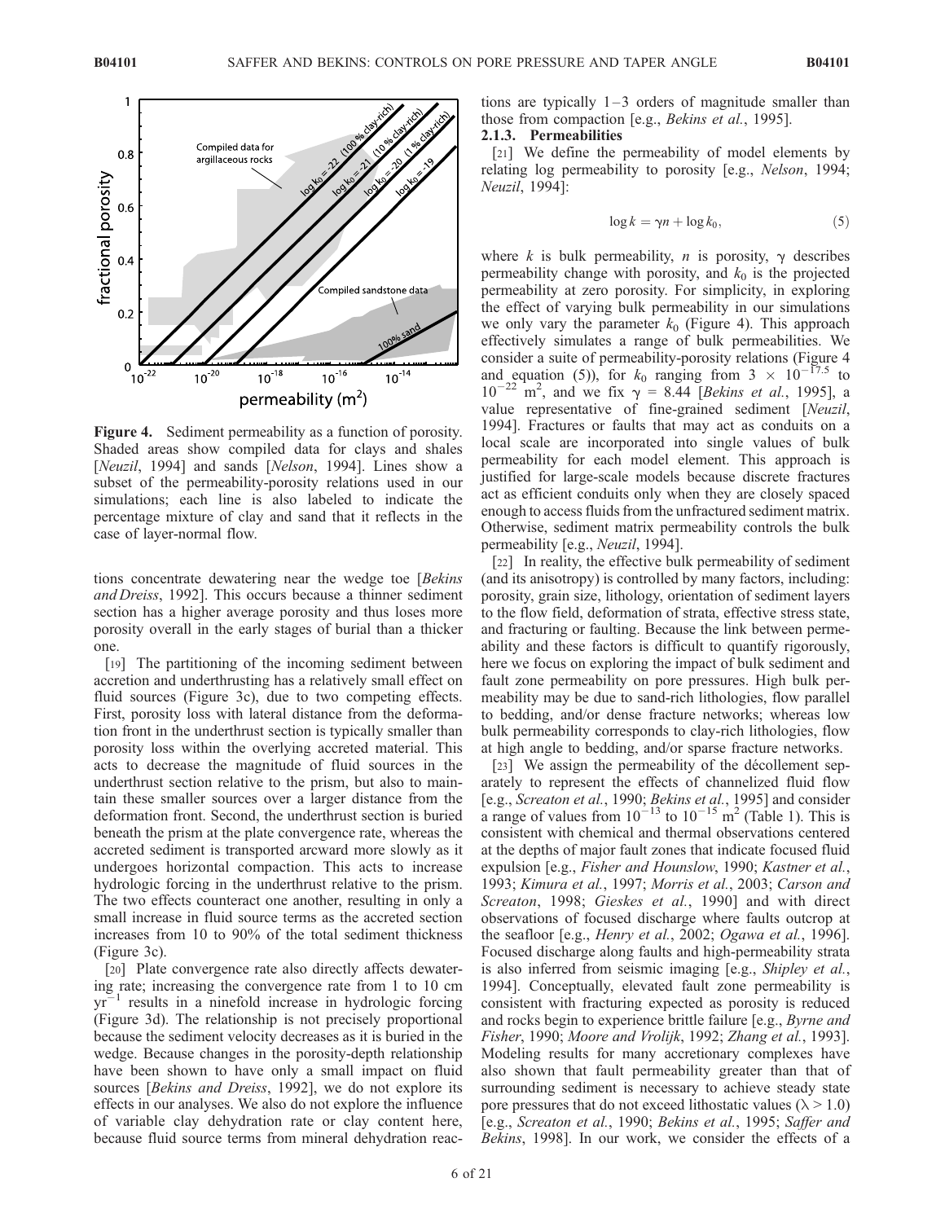**Figure 4.** Sediment permeability as a function of porosity. Shaded areas show compiled data for clays and shales [*Neuzil*, 1994] and sands [*Nelson*, 1994]. Lines show a subset of the permeability-porosity relations used in our simulations; each line is also labeled to indicate the percentage mixture of clay and sand that it reflects in the case of layer-normal flow.

tions concentrate dewatering near the wedge toe [*Bekins and Dreiss*, 1992]. This occurs because a thinner sediment section has a higher average porosity and thus loses more porosity overall in the early stages of burial than a thicker one.

[19] The partitioning of the incoming sediment between accretion and underthrusting has a relatively small effect on fluid sources (Figure 3c), due to two competing effects. First, porosity loss with lateral distance from the deformation front in the underthrust section is typically smaller than porosity loss within the overlying accreted material. This acts to decrease the magnitude of fluid sources in the underthrust section relative to the prism, but also to maintain these smaller sources over a larger distance from the deformation front. Second, the underthrust section is buried beneath the prism at the plate convergence rate, whereas the accreted sediment is transported arcward more slowly as it undergoes horizontal compaction. This acts to increase hydrologic forcing in the underthrust relative to the prism. The two effects counteract one another, resulting in only a small increase in fluid source terms as the accreted section increases from 10 to 90% of the total sediment thickness (Figure 3c).

[20] Plate convergence rate also directly affects dewatering rate; increasing the convergence rate from 1 to 10 cm $yr^{-1}$ results in a ninefold increase in hydrologic forcing (Figure 3d). The relationship is not precisely proportional because the sediment velocity decreases as it is buried in the wedge. Because changes in the porosity-depth relationship have been shown to have only a small impact on fluid sources [*Bekins and Dreiss*, 1992], we do not explore its effects in our analyses. We also do not explore the influence of variable clay dehydration rate or clay content here, because fluid source terms from mineral dehydration reactions are typically 1–3 orders of magnitude smaller than those from compaction [e.g., *Bekins et al.*, 1995].

#### 2.1.3. Permeabilities

[21] We define the permeability of model elements by relating log permeability to porosity [e.g., *Nelson*, 1994; *Neuzil*, 1994]:

$$\log k = \gamma n + \log k_0, \tag{5}$$

where $k$ is bulk permeability, $n$ is porosity, $\gamma$ describes permeability change with porosity, and $k_0$ is the projected permeability at zero porosity. For simplicity, in exploring the effect of varying bulk permeability in our simulations we only vary the parameter $k_0$ (Figure 4). This approach effectively simulates a range of bulk permeabilities. We consider a suite of permeability-porosity relations (Figure 4 and equation (5)), for $k_0$ ranging from $3 \times 10^{-17.5}$ to $10^{-22}$ m$^2$, and we fix $\gamma = 8.44$ [*Bekins et al.*, 1995], a value representative of fine-grained sediment [*Neuzil*, 1994]. Fractures or faults that may act as conduits on a local scale are incorporated into single values of bulk permeability for each model element. This approach is justified for large-scale models because discrete fractures act as efficient conduits only when they are closely spaced enough to access fluids from the unfractured sediment matrix. Otherwise, sediment matrix permeability controls the bulk permeability [e.g., *Neuzil*, 1994].

[22] In reality, the effective bulk permeability of sediment (and its anisotropy) is controlled by many factors, including: porosity, grain size, lithology, orientation of sediment layers to the flow field, deformation of strata, effective stress state, and fracturing or faulting. Because the link between permeability and these factors is difficult to quantify rigorously, here we focus on exploring the impact of bulk sediment and fault zone permeability on pore pressures. High bulk permeability may be due to sand-rich lithologies, flow parallel to bedding, and/or dense fracture networks; whereas low bulk permeability corresponds to clay-rich lithologies, flow at high angle to bedding, and/or sparse fracture networks.

[23] We assign the permeability of the décollement separately to represent the effects of channelized fluid flow [e.g., *Screaton et al.*, 1990; *Bekins et al.*, 1995] and consider a range of values from $10^{-13}$ to $10^{-15}$ m$^2$ (Table 1). This is consistent with chemical and thermal observations centered at the depths of major fault zones that indicate focused fluid expulsion [e.g., *Fisher and Hounslow*, 1990; *Kastner et al.*, 1993; *Kimura et al.*, 1997; *Morris et al.*, 2003; *Carson and Screaton*, 1998; *Gieskes et al.*, 1990] and with direct observations of focused discharge where faults outcrop at the seafloor [e.g., *Henry et al.*, 2002; *Ogawa et al.*, 1996]. Focused discharge along faults and high-permeability strata is also inferred from seismic imaging [e.g., *Shipley et al.*, 1994]. Conceptually, elevated fault zone permeability is consistent with fracturing expected as porosity is reduced and rocks begin to experience brittle failure [e.g., *Byrne and Fisher*, 1990; *Moore and Vrolijk*, 1992; *Zhang et al.*, 1993]. Modeling results for many accretionary complexes have also shown that fault permeability greater than that of surrounding sediment is necessary to achieve steady state pore pressures that do not exceed lithostatic values ($\lambda > 1.0$) [e.g., *Screaton et al.*, 1990; *Bekins et al.*, 1995; *Saffer and Bekins*, 1998]. In our work, we consider the effects of a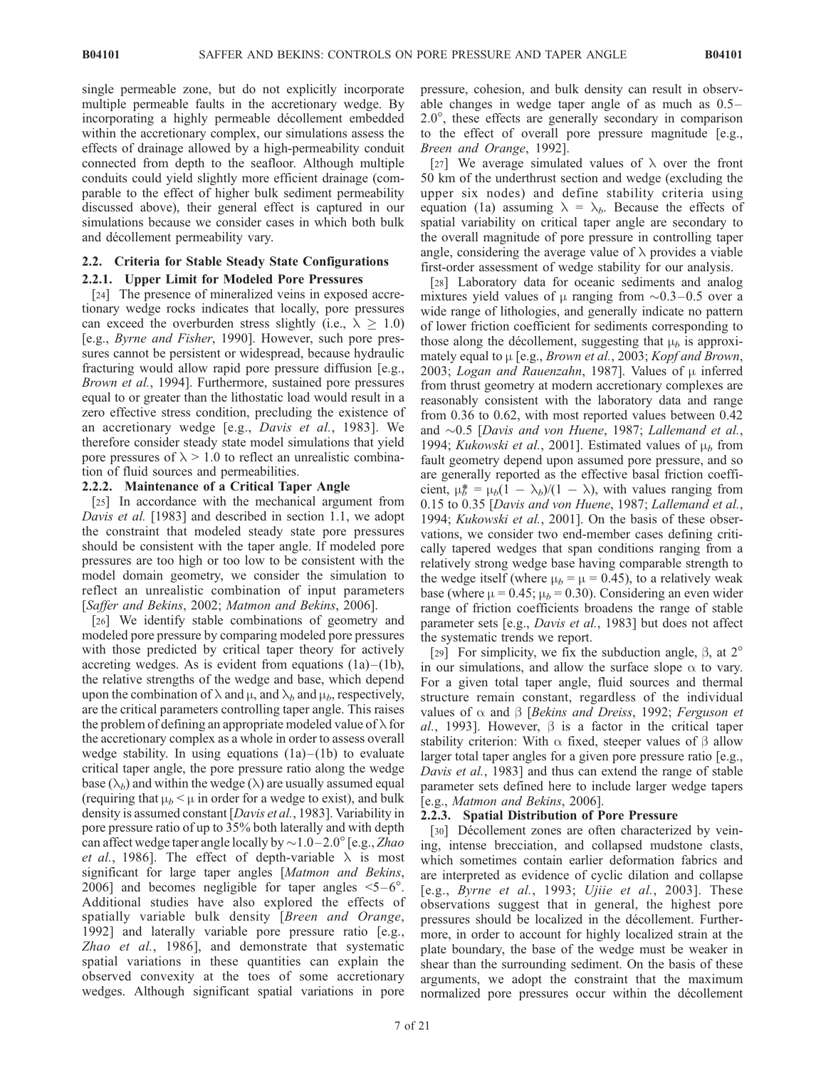single permeable zone, but do not explicitly incorporate multiple permeable faults in the accretionary wedge. By incorporating a highly permeable décollement embedded within the accretionary complex, our simulations assess the effects of drainage allowed by a high-permeability conduit connected from depth to the seafloor. Although multiple conduits could yield slightly more efficient drainage (comparable to the effect of higher bulk sediment permeability discussed above), their general effect is captured in our simulations because we consider cases in which both bulk and décollement permeability vary.

## 2.2. Criteria for Stable Steady State Configurations

### 2.2.1. Upper Limit for Modeled Pore Pressures

[24] The presence of mineralized veins in exposed accretionary wedge rocks indicates that locally, pore pressures can exceed the overburden stress slightly (i.e., $\lambda \geq 1.0$) [e.g., *Byrne and Fisher*, 1990]. However, such pore pressures cannot be persistent or widespread, because hydraulic fracturing would allow rapid pore pressure diffusion [e.g., *Brown et al.*, 1994]. Furthermore, sustained pore pressures equal to or greater than the lithostatic load would result in a zero effective stress condition, precluding the existence of an accretionary wedge [e.g., *Davis et al.*, 1983]. We therefore consider steady state model simulations that yield pore pressures of $\lambda > 1.0$ to reflect an unrealistic combination of fluid sources and permeabilities.

### 2.2.2. Maintenance of a Critical Taper Angle

[25] In accordance with the mechanical argument from *Davis et al.* [1983] and described in section 1.1, we adopt the constraint that modeled steady state pore pressures should be consistent with the taper angle. If modeled pore pressures are too high or too low to be consistent with the model domain geometry, we consider the simulation to reflect an unrealistic combination of input parameters [*Saffer and Bekins*, 2002; *Matmon and Bekins*, 2006].

[26] We identify stable combinations of geometry and modeled pore pressure by comparing modeled pore pressures with those predicted by critical taper theory for actively accreting wedges. As is evident from equations (1a)–(1b), the relative strengths of the wedge and base, which depend upon the combination of $\lambda$ and $\mu$, and $\lambda_b$ and $\mu_b$, respectively, are the critical parameters controlling taper angle. This raises the problem of defining an appropriate modeled value of $\lambda$ for the accretionary complex as a whole in order to assess overall wedge stability. In using equations (1a)–(1b) to evaluate critical taper angle, the pore pressure ratio along the wedge base ($\lambda_b$) and within the wedge ($\lambda$) are usually assumed equal (requiring that $\mu_b < \mu$ in order for a wedge to exist), and bulk density is assumed constant [*Davis et al.*, 1983]. Variability in pore pressure ratio of up to 35% both laterally and with depth can affect wedge taper angle locally by ~1.0–2.0° [e.g., *Zhao et al.*, 1986]. The effect of depth-variable $\lambda$ is most significant for large taper angles [*Matmon and Bekins*, 2006] and becomes negligible for taper angles <5–6°. Additional studies have also explored the effects of spatially variable bulk density [*Breen and Orange*, 1992] and laterally variable pore pressure ratio [e.g., *Zhao et al.*, 1986], and demonstrate that systematic spatial variations in these quantities can explain the observed convexity at the toes of some accretionary wedges. Although significant spatial variations in pore pressure, cohesion, and bulk density can result in observable changes in wedge taper angle of as much as 0.5–2.0°, these effects are generally secondary in comparison to the effect of overall pore pressure magnitude [e.g., *Breen and Orange*, 1992].

[27] We average simulated values of $\lambda$ over the front 50 km of the underthrust section and wedge (excluding the upper six nodes) and define stability criteria using equation (1a) assuming $\lambda = \lambda_b$. Because the effects of spatial variability on critical taper angle are secondary to the overall magnitude of pore pressure in controlling taper angle, considering the average value of $\lambda$ provides a viable first-order assessment of wedge stability for our analysis.

[28] Laboratory data for oceanic sediments and analog mixtures yield values of $\mu$ ranging from ~0.3–0.5 over a wide range of lithologies, and generally indicate no pattern of lower friction coefficient for sediments corresponding to those along the décollement, suggesting that $\mu_b$ is approximately equal to $\mu$ [e.g., *Brown et al.*, 2003; *Kopf and Brown*, 2003; *Logan and Rauenzahn*, 1987]. Values of $\mu$ inferred from thrust geometry at modern accretionary complexes are reasonably consistent with the laboratory data and range from 0.36 to 0.62, with most reported values between 0.42 and ~0.5 [*Davis and von Huene*, 1987; *Lallemand et al.*, 1994; *Kukowski et al.*, 2001]. Estimated values of $\mu_b$ from fault geometry depend upon assumed pore pressure, and so are generally reported as the effective basal friction coefficient, $\mu_b^* = \mu_b(1 - \lambda_b)/(1 - \lambda)$, with values ranging from 0.15 to 0.35 [*Davis and von Huene*, 1987; *Lallemand et al.*, 1994; *Kukowski et al.*, 2001]. On the basis of these observations, we consider two end-member cases defining critically tapered wedges that span conditions ranging from a relatively strong wedge base having comparable strength to the wedge itself (where $\mu_b = \mu = 0.45$), to a relatively weak base (where $\mu = 0.45$; $\mu_b = 0.30$). Considering an even wider range of friction coefficients broadens the range of stable parameter sets [e.g., *Davis et al.*, 1983] but does not affect the systematic trends we report.

[29] For simplicity, we fix the subduction angle, $\beta$, at 2° in our simulations, and allow the surface slope $\alpha$ to vary. For a given total taper angle, fluid sources and thermal structure remain constant, regardless of the individual values of $\alpha$ and $\beta$ [*Bekins and Dreiss*, 1992; *Ferguson et al.*, 1993]. However, $\beta$ is a factor in the critical taper stability criterion: With $\alpha$ fixed, steeper values of $\beta$ allow larger total taper angles for a given pore pressure ratio [e.g., *Davis et al.*, 1983] and thus can extend the range of stable parameter sets defined here to include larger wedge tapers [e.g., *Matmon and Bekins*, 2006].

### 2.2.3. Spatial Distribution of Pore Pressure

[30] Décollement zones are often characterized by veining, intense brecciation, and collapsed mudstone clasts, which sometimes contain earlier deformation fabrics and are interpreted as evidence of cyclic dilation and collapse [e.g., *Byrne et al.*, 1993; *Ujiie et al.*, 2003]. These observations suggest that in general, the highest pore pressures should be localized in the décollement. Furthermore, in order to account for highly localized strain at the plate boundary, the base of the wedge must be weaker in shear than the surrounding sediment. On the basis of these arguments, we adopt the constraint that the maximum normalized pore pressures occur within the décollement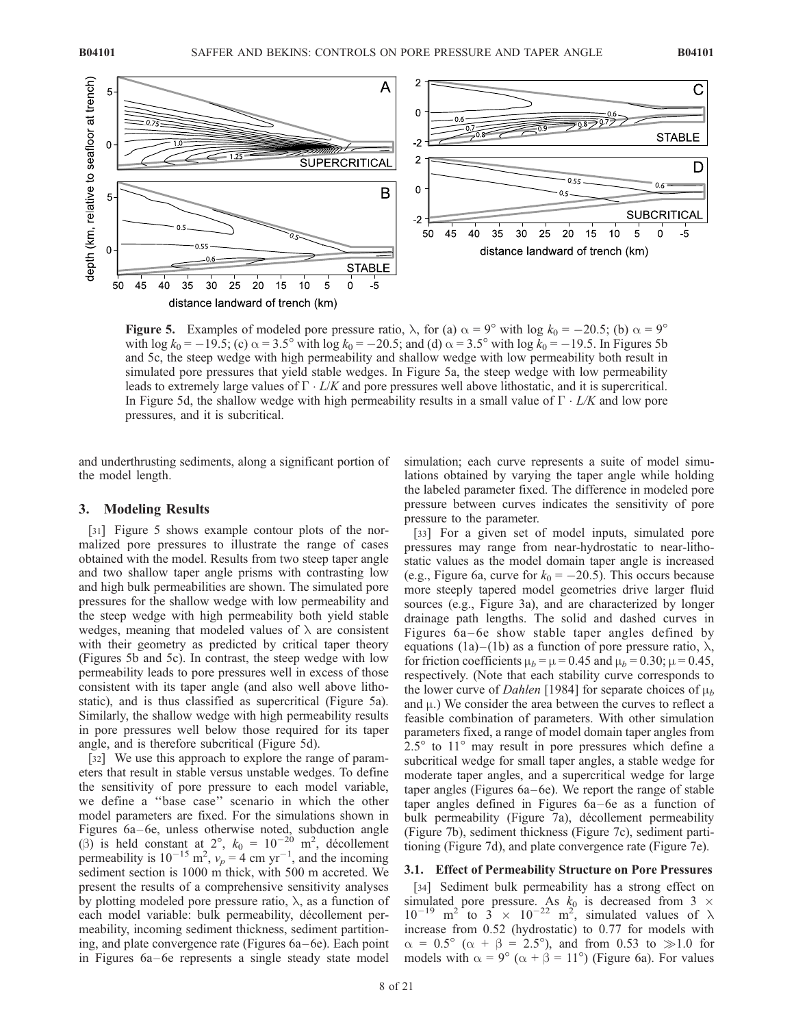**Figure 5.** Examples of modeled pore pressure ratio, $\lambda$, for (a) $\alpha = 9°$ with $\log k_0 = -20.5$; (b) $\alpha = 9°$ with $\log k_0 = -19.5$; (c) $\alpha = 3.5°$ with $\log k_0 = -20.5$; and (d) $\alpha = 3.5°$ with $\log k_0 = -19.5$. In Figures 5b and 5c, the steep wedge with high permeability and shallow wedge with low permeability both result in simulated pore pressures that yield stable wedges. In Figure 5a, the steep wedge with low permeability leads to extremely large values of $\Gamma \cdot L/K$ and pore pressures well above lithostatic, and it is supercritical. In Figure 5d, the shallow wedge with high permeability results in a small value of $\Gamma \cdot L/K$ and low pore pressures, and it is subcritical.

and underthrusting sediments, along a significant portion of the model length.

## 3. Modeling Results

[31] Figure 5 shows example contour plots of the normalized pore pressures to illustrate the range of cases obtained with the model. Results from two steep taper angle and two shallow taper angle prisms with contrasting low and high bulk permeabilities are shown. The simulated pore pressures for the shallow wedge with low permeability and the steep wedge with high permeability both yield stable wedges, meaning that modeled values of $\lambda$ are consistent with their geometry as predicted by critical taper theory (Figures 5b and 5c). In contrast, the steep wedge with low permeability leads to pore pressures well in excess of those consistent with its taper angle (and also well above lithostatic), and is thus classified as supercritical (Figure 5a). Similarly, the shallow wedge with high permeability results in pore pressures well below those required for its taper angle, and is therefore subcritical (Figure 5d).

[32] We use this approach to explore the range of parameters that result in stable versus unstable wedges. To define the sensitivity of pore pressure to each model variable, we define a "base case" scenario in which the other model parameters are fixed. For the simulations shown in Figures 6a–6e, unless otherwise noted, subduction angle ($\beta$) is held constant at 2°, $k_0 = 10^{-20}$ m$^2$, décollement permeability is $10^{-15}$ m$^2$, $v_p = 4$ cm yr$^{-1}$, and the incoming sediment section is 1000 m thick, with 500 m accreted. We present the results of a comprehensive sensitivity analyses by plotting modeled pore pressure ratio, $\lambda$, as a function of each model variable: bulk permeability, décollement permeability, incoming sediment thickness, sediment partitioning, and plate convergence rate (Figures 6a–6e). Each point in Figures 6a–6e represents a single steady state model simulation; each curve represents a suite of model simulations obtained by varying the taper angle while holding the labeled parameter fixed. The difference in modeled pore pressure between curves indicates the sensitivity of pore pressure to the parameter.

[33] For a given set of model inputs, simulated pore pressures may range from near-hydrostatic to near-lithostatic values as the model domain taper angle is increased (e.g., Figure 6a, curve for $k_0 = -20.5$). This occurs because more steeply tapered model geometries drive larger fluid sources (e.g., Figure 3a), and are characterized by longer drainage path lengths. The solid and dashed curves in Figures 6a–6e show stable taper angles defined by equations (1a)–(1b) as a function of pore pressure ratio, $\lambda$, for friction coefficients $\mu_b = \mu = 0.45$ and $\mu_b = 0.30$; $\mu = 0.45$, respectively. (Note that each stability curve corresponds to the lower curve of *Dahlen* [1984] for separate choices of $\mu_b$ and $\mu$.) We consider the area between the curves to reflect a feasible combination of parameters. With other simulation parameters fixed, a range of model domain taper angles from 2.5° to 11° may result in pore pressures which define a subcritical wedge for small taper angles, a stable wedge for moderate taper angles, and a supercritical wedge for large taper angles (Figures 6a–6e). We report the range of stable taper angles defined in Figures 6a–6e as a function of bulk permeability (Figure 7a), décollement permeability (Figure 7b), sediment thickness (Figure 7c), sediment partitioning (Figure 7d), and plate convergence rate (Figure 7e).

### 3.1. Effect of Permeability Structure on Pore Pressures

[34] Sediment bulk permeability has a strong effect on simulated pore pressure. As $k_0$ is decreased from $3 \times 10^{-19}$ m$^2$ to $3 \times 10^{-22}$ m$^2$, simulated values of $\lambda$ increase from 0.52 (hydrostatic) to 0.77 for models with $\alpha = 0.5°$ ($\alpha + \beta = 2.5°$), and from 0.53 to $\gg$1.0 for models with $\alpha = 9°$ ($\alpha + \beta = 11°$) (Figure 6a). For values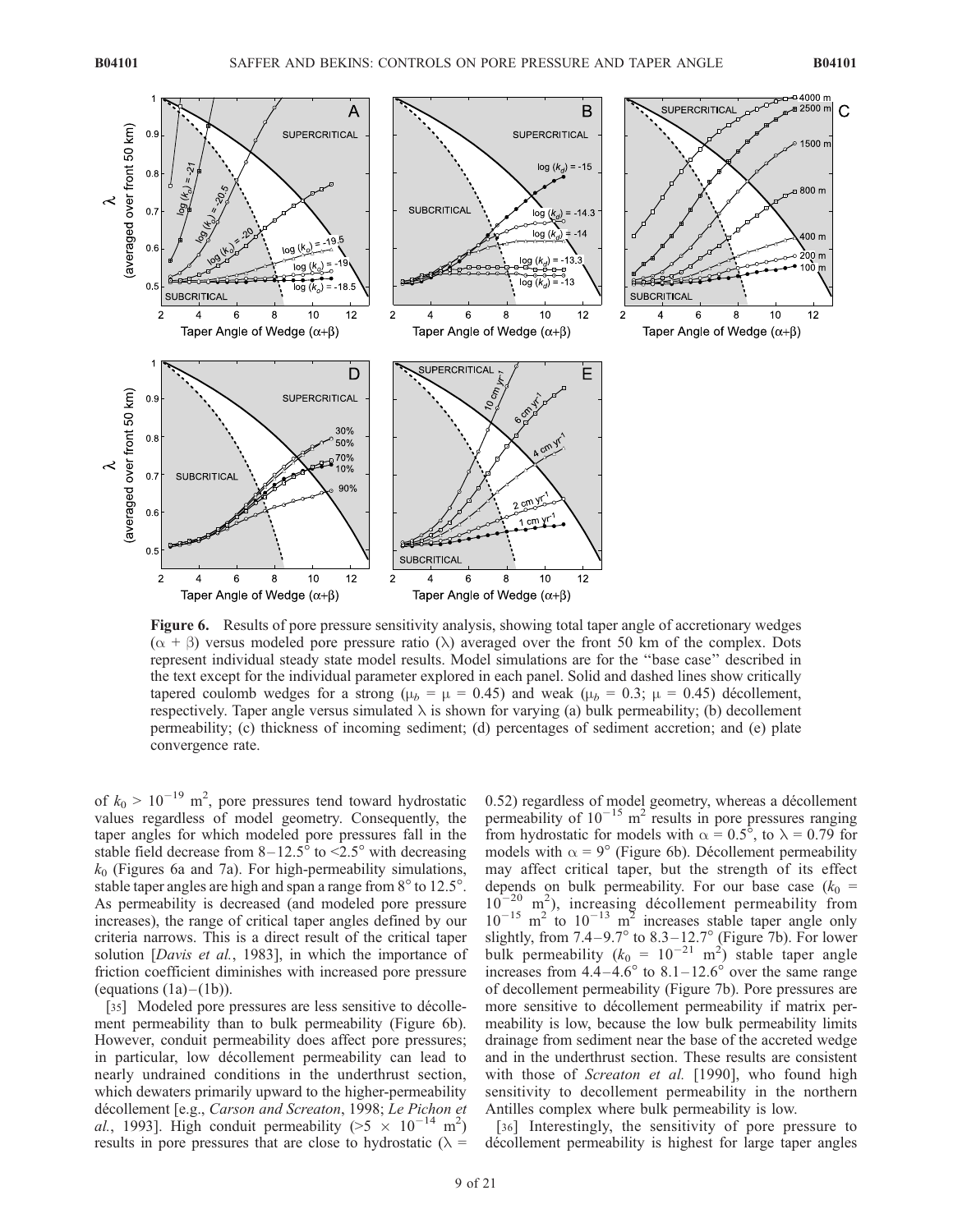**Figure 6.** Results of pore pressure sensitivity analysis, showing total taper angle of accretionary wedges ($\alpha + \beta$) versus modeled pore pressure ratio ($\lambda$) averaged over the front 50 km of the complex. Dots represent individual steady state model results. Model simulations are for the "base case" described in the text except for the individual parameter explored in each panel. Solid and dashed lines show critically tapered coulomb wedges for a strong ($\mu_b = \mu = 0.45$) and weak ($\mu_b = 0.3$; $\mu = 0.45$) décollement, respectively. Taper angle versus simulated $\lambda$ is shown for varying (a) bulk permeability; (b) decollement permeability; (c) thickness of incoming sediment; (d) percentages of sediment accretion; and (e) plate convergence rate.

of $k_0 > 10^{-19}$ m$^2$, pore pressures tend toward hydrostatic values regardless of model geometry. Consequently, the taper angles for which modeled pore pressures fall in the stable field decrease from 8–12.5° to <2.5° with decreasing $k_0$ (Figures 6a and 7a). For high-permeability simulations, stable taper angles are high and span a range from 8° to 12.5°. As permeability is decreased (and modeled pore pressure increases), the range of critical taper angles defined by our criteria narrows. This is a direct result of the critical taper solution [*Davis et al.*, 1983], in which the importance of friction coefficient diminishes with increased pore pressure (equations (1a)–(1b)).

[35] Modeled pore pressures are less sensitive to décollement permeability than to bulk permeability (Figure 6b). However, conduit permeability does affect pore pressures; in particular, low décollement permeability can lead to nearly undrained conditions in the underthrust section, which dewaters primarily upward to the higher-permeability décollement [e.g., *Carson and Screaton*, 1998; *Le Pichon et al.*, 1993]. High conduit permeability (>$5 \times 10^{-14}$ m$^2$) results in pore pressures that are close to hydrostatic ($\lambda$ = 0.52) regardless of model geometry, whereas a décollement permeability of $10^{-15}$ m$^2$ results in pore pressures ranging from hydrostatic for models with $\alpha = 0.5°$, to $\lambda = 0.79$ for models with $\alpha = 9°$ (Figure 6b). Décollement permeability may affect critical taper, but the strength of its effect depends on bulk permeability. For our base case ($k_0$ = $10^{-20}$ m$^2$), increasing décollement permeability from $10^{-15}$ m$^2$ to $10^{-13}$ m$^2$ increases stable taper angle only slightly, from 7.4–9.7° to 8.3–12.7° (Figure 7b). For lower bulk permeability ($k_0$ = $10^{-21}$ m$^2$) stable taper angle increases from 4.4–4.6° to 8.1–12.6° over the same range of decollement permeability (Figure 7b). Pore pressures are more sensitive to décollement permeability if matrix permeability is low, because the low bulk permeability limits drainage from sediment near the base of the accreted wedge and in the underthrust section. These results are consistent with those of *Screaton et al.* [1990], who found high sensitivity to decollement permeability in the northern Antilles complex where bulk permeability is low.

[36] Interestingly, the sensitivity of pore pressure to décollement permeability is highest for large taper angles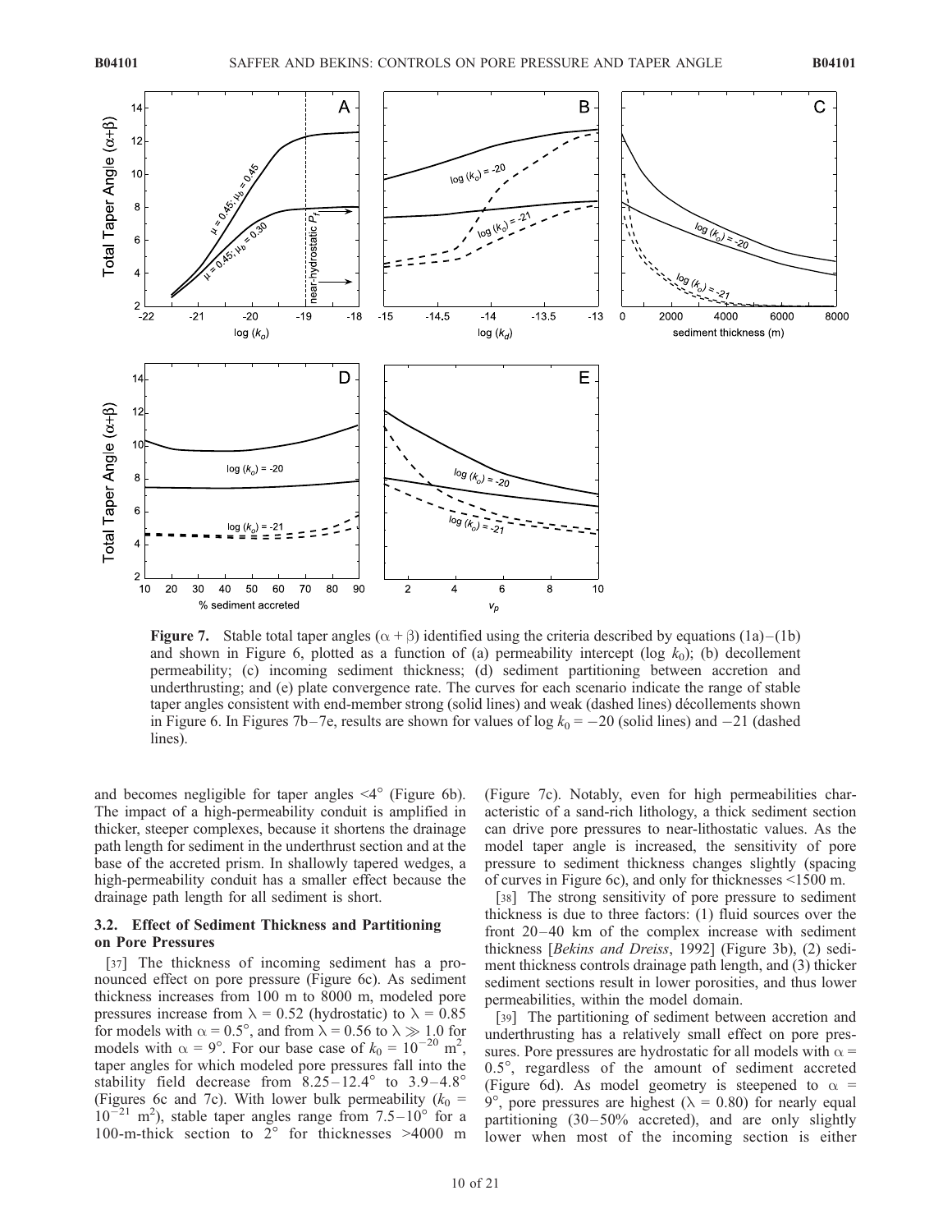**Figure 7.** Stable total taper angles ($\alpha + \beta$) identified using the criteria described by equations (1a)–(1b) and shown in Figure 6, plotted as a function of (a) permeability intercept (log $k_0$); (b) decollement permeability; (c) incoming sediment thickness; (d) sediment partitioning between accretion and underthrusting; and (e) plate convergence rate. The curves for each scenario indicate the range of stable taper angles consistent with end-member strong (solid lines) and weak (dashed lines) décollements shown in Figure 6. In Figures 7b–7e, results are shown for values of log $k_0$ = −20 (solid lines) and −21 (dashed lines).

and becomes negligible for taper angles <4° (Figure 6b). The impact of a high-permeability conduit is amplified in thicker, steeper complexes, because it shortens the drainage path length for sediment in the underthrust section and at the base of the accreted prism. In shallowly tapered wedges, a high-permeability conduit has a smaller effect because the drainage path length for all sediment is short.

## 3.2. Effect of Sediment Thickness and Partitioning on Pore Pressures

[37] The thickness of incoming sediment has a pronounced effect on pore pressure (Figure 6c). As sediment thickness increases from 100 m to 8000 m, modeled pore pressures increase from $\lambda$ = 0.52 (hydrostatic) to $\lambda$ = 0.85 for models with $\alpha$ = 0.5°, and from $\lambda$ = 0.56 to $\lambda \gg$ 1.0 for models with $\alpha$ = 9°. For our base case of $k_0 = 10^{-20}$ m$^2$, taper angles for which modeled pore pressures fall into the stability field decrease from 8.25–12.4° to 3.9–4.8° (Figures 6c and 7c). With lower bulk permeability ($k_0$ = $10^{-21}$ m$^2$), stable taper angles range from 7.5–10° for a 100-m-thick section to 2° for thicknesses >4000 m (Figure 7c). Notably, even for high permeabilities characteristic of a sand-rich lithology, a thick sediment section can drive pore pressures to near-lithostatic values. As the model taper angle is increased, the sensitivity of pore pressure to sediment thickness changes slightly (spacing of curves in Figure 6c), and only for thicknesses <1500 m.

[38] The strong sensitivity of pore pressure to sediment thickness is due to three factors: (1) fluid sources over the front 20–40 km of the complex increase with sediment thickness [*Bekins and Dreiss*, 1992] (Figure 3b), (2) sediment thickness controls drainage path length, and (3) thicker sediment sections result in lower porosities, and thus lower permeabilities, within the model domain.

[39] The partitioning of sediment between accretion and underthrusting has a relatively small effect on pore pressures. Pore pressures are hydrostatic for all models with $\alpha$ = 0.5°, regardless of the amount of sediment accreted (Figure 6d). As model geometry is steepened to $\alpha$ = 9°, pore pressures are highest ($\lambda$ = 0.80) for nearly equal partitioning (30–50% accreted), and are only slightly lower when most of the incoming section is either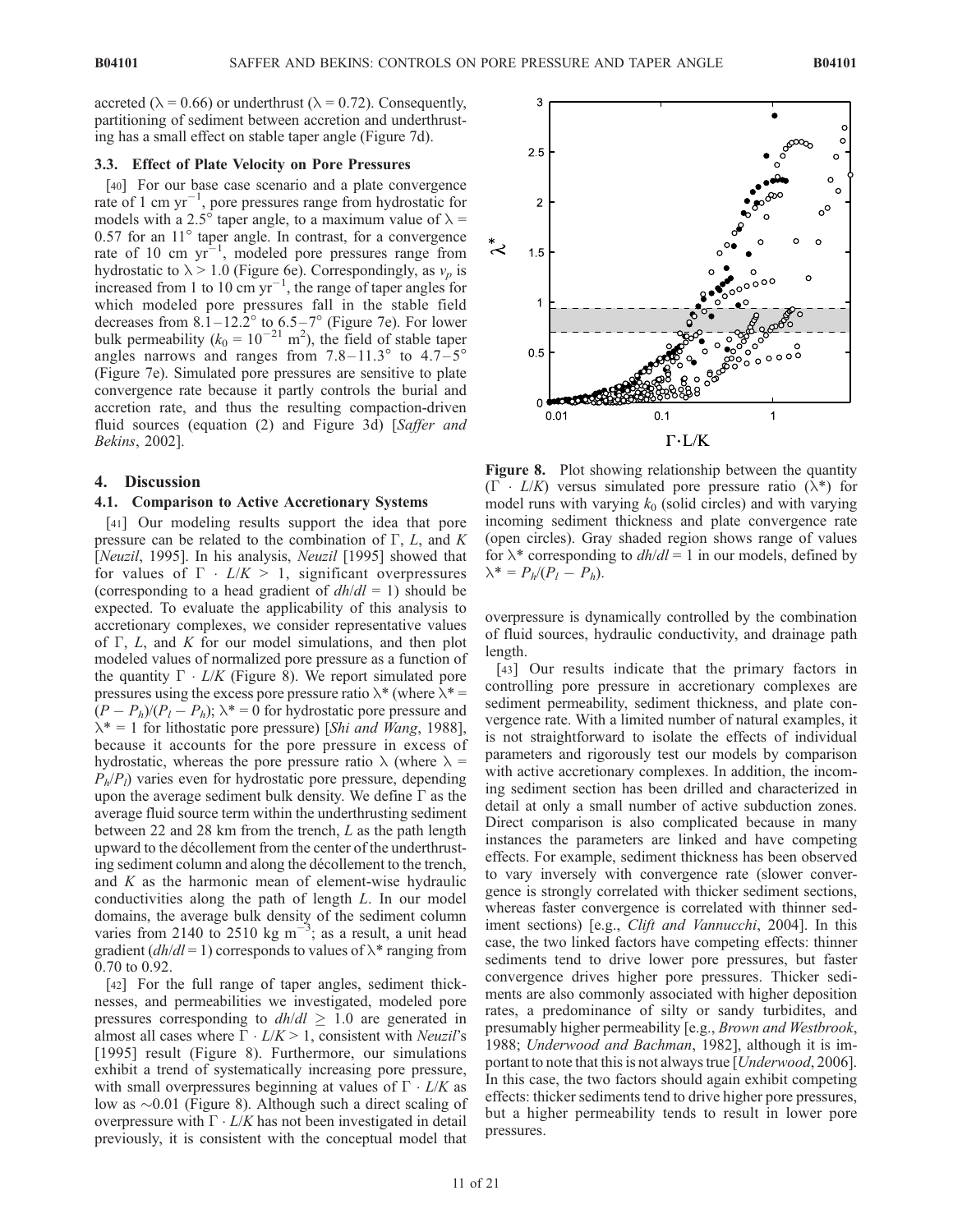accreted ($\lambda = 0.66$) or underthrust ($\lambda = 0.72$). Consequently, partitioning of sediment between accretion and underthrusting has a small effect on stable taper angle (Figure 7d).

### 3.3. Effect of Plate Velocity on Pore Pressures

[40] For our base case scenario and a plate convergence rate of 1 cm yr$^{-1}$, pore pressures range from hydrostatic for models with a 2.5° taper angle, to a maximum value of $\lambda = 0.57$ for an 11° taper angle. In contrast, for a convergence rate of 10 cm yr$^{-1}$, modeled pore pressures range from hydrostatic to $\lambda > 1.0$ (Figure 6e). Correspondingly, as $v_p$ is increased from 1 to 10 cm yr$^{-1}$, the range of taper angles for which modeled pore pressures fall in the stable field decreases from 8.1–12.2° to 6.5–7° (Figure 7e). For lower bulk permeability ($k_0 = 10^{-21}$ m$^2$), the field of stable taper angles narrows and ranges from 7.8–11.3° to 4.7–5° (Figure 7e). Simulated pore pressures are sensitive to plate convergence rate because it partly controls the burial and accretion rate, and thus the resulting compaction-driven fluid sources (equation (2) and Figure 3d) [*Saffer and Bekins*, 2002].

## 4. Discussion

### 4.1. Comparison to Active Accretionary Systems

[41] Our modeling results support the idea that pore pressure can be related to the combination of $\Gamma$, $L$, and $K$ [*Neuzil*, 1995]. In his analysis, *Neuzil* [1995] showed that for values of $\Gamma \cdot L/K > 1$, significant overpressures (corresponding to a head gradient of $dh/dl = 1$) should be expected. To evaluate the applicability of this analysis to accretionary complexes, we consider representative values of $\Gamma$, $L$, and $K$ for our model simulations, and then plot modeled values of normalized pore pressure as a function of the quantity $\Gamma \cdot L/K$ (Figure 8). We report simulated pore pressures using the excess pore pressure ratio $\lambda^*$ (where $\lambda^* = (P - P_h)/(P_l - P_h)$; $\lambda^* = 0$ for hydrostatic pore pressure and $\lambda^* = 1$ for lithostatic pore pressure) [*Shi and Wang*, 1988], because it accounts for the pore pressure in excess of hydrostatic, whereas the pore pressure ratio $\lambda$ (where $\lambda = P_h/P_l$) varies even for hydrostatic pore pressure, depending upon the average sediment bulk density. We define $\Gamma$ as the average fluid source term within the underthrusting sediment between 22 and 28 km from the trench, $L$ as the path length upward to the décollement from the center of the underthrusting sediment column and along the décollement to the trench, and $K$ as the harmonic mean of element-wise hydraulic conductivities along the path of length $L$. In our model domains, the average bulk density of the sediment column varies from 2140 to 2510 kg m$^{-3}$; as a result, a unit head gradient ($dh/dl = 1$) corresponds to values of $\lambda^*$ ranging from 0.70 to 0.92.

[42] For the full range of taper angles, sediment thicknesses, and permeabilities we investigated, modeled pore pressures corresponding to $dh/dl \geq 1.0$ are generated in almost all cases where $\Gamma \cdot L/K > 1$, consistent with *Neuzil*'s [1995] result (Figure 8). Furthermore, our simulations exhibit a trend of systematically increasing pore pressure, with small overpressures beginning at values of $\Gamma \cdot L/K$ as low as ~0.01 (Figure 8). Although such a direct scaling of overpressure with $\Gamma \cdot L/K$ has not been investigated in detail previously, it is consistent with the conceptual model that overpressure is dynamically controlled by the combination of fluid sources, hydraulic conductivity, and drainage path length.

**Figure 8.** Plot showing relationship between the quantity ($\Gamma \cdot L/K$) versus simulated pore pressure ratio ($\lambda^*$) for model runs with varying $k_0$ (solid circles) and with varying incoming sediment thickness and plate convergence rate (open circles). Gray shaded region shows range of values for $\lambda^*$ corresponding to $dh/dl = 1$ in our models, defined by $\lambda^* = P_h/(P_l - P_h)$.

[43] Our results indicate that the primary factors in controlling pore pressure in accretionary complexes are sediment permeability, sediment thickness, and plate convergence rate. With a limited number of natural examples, it is not straightforward to isolate the effects of individual parameters and rigorously test our models by comparison with active accretionary complexes. In addition, the incoming sediment section has been drilled and characterized in detail at only a small number of active subduction zones. Direct comparison is also complicated because in many instances the parameters are linked and have competing effects. For example, sediment thickness has been observed to vary inversely with convergence rate (slower convergence is strongly correlated with thicker sediment sections, whereas faster convergence is correlated with thinner sediment sections) [e.g., *Clift and Vannucchi*, 2004]. In this case, the two linked factors have competing effects: thinner sediments tend to drive lower pore pressures, but faster convergence drives higher pore pressures. Thicker sediments are also commonly associated with higher deposition rates, a predominance of silty or sandy turbidites, and presumably higher permeability [e.g., *Brown and Westbrook*, 1988; *Underwood and Bachman*, 1982], although it is important to note that this is not always true [*Underwood*, 2006]. In this case, the two factors should again exhibit competing effects: thicker sediments tend to drive higher pore pressures, but a higher permeability tends to result in lower pore pressures.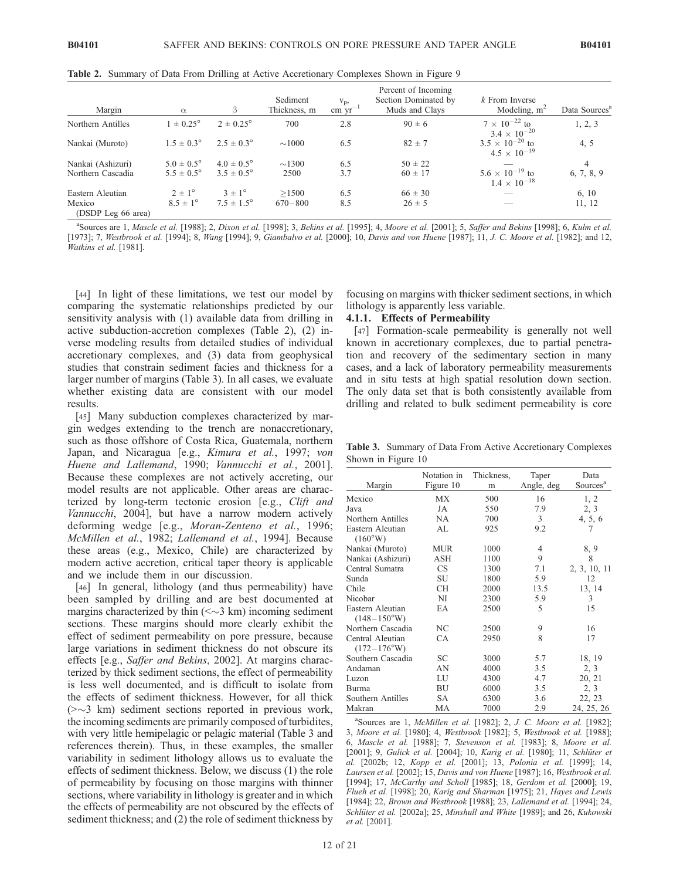**Table 2.** Summary of Data From Drilling at Active Accretionary Complexes Shown in Figure 9

| Margin | $\alpha$ | $\beta$ | Sediment Thickness, m | $v_p$, cm yr$^{-1}$ | Percent of Incoming Section Dominated by Muds and Clays | $k$ From Inverse Modeling, m$^2$ | Data Sources[a] |
|---|---|---|---|---|---|---|---|
| Northern Antilles | $1 \pm 0.25°$ | $2 \pm 0.25°$ | 700 | 2.8 | $90 \pm 6$ | $7 \times 10^{-22}$ to $3.4 \times 10^{-20}$ | 1, 2, 3 |
| Nankai (Muroto) | $1.5 \pm 0.3°$ | $2.5 \pm 0.3°$ | ~1000 | 6.5 | $82 \pm 7$ | $3.5 \times 10^{-20}$ to $4.5 \times 10^{-19}$ | 4, 5 |
| Nankai (Ashizuri) | $5.0 \pm 0.5°$ | $4.0 \pm 0.5°$ | ~1300 | 6.5 | $50 \pm 22$ | — | 4 |
| Northern Cascadia | $5.5 \pm 0.5°$ | $3.5 \pm 0.5°$ | 2500 | 3.7 | $60 \pm 17$ | $5.6 \times 10^{-19}$ to $1.4 \times 10^{-18}$ | 6, 7, 8, 9 |
| Eastern Aleutian | $2 \pm 1°$ | $3 \pm 1°$ | ≥1500 | 6.5 | $66 \pm 30$ | — | 6, 10 |
| Mexico (DSDP Leg 66 area) | $8.5 \pm 1°$ | $7.5 \pm 1.5°$ | 670–800 | 8.5 | $26 \pm 5$ | — | 11, 12 |

[a]Sources are 1, *Mascle et al.* [1988]; 2, *Dixon et al.* [1998]; 3, *Bekins et al.* [1995]; 4, *Moore et al.* [2001]; 5, *Saffer and Bekins* [1998]; 6, *Kulm et al.* [1973]; 7, *Westbrook et al.* [1994]; 8, *Wang* [1994]; 9, *Giambalvo et al.* [2000]; 10, *Davis and von Huene* [1987]; 11, *J. C. Moore et al.* [1982]; and 12, *Watkins et al.* [1981].

[44] In light of these limitations, we test our model by comparing the systematic relationships predicted by our sensitivity analysis with (1) available data from drilling in active subduction-accretion complexes (Table 2), (2) inverse modeling results from detailed studies of individual accretionary complexes, and (3) data from geophysical studies that constrain sediment facies and thickness for a larger number of margins (Table 3). In all cases, we evaluate whether existing data are consistent with our model results.

[45] Many subduction complexes characterized by margin wedges extending to the trench are nonaccretionary, such as those offshore of Costa Rica, Guatemala, northern Japan, and Nicaragua [e.g., *Kimura et al.*, 1997; *von Huene and Lallemand*, 1990; *Vannucchi et al.*, 2001]. Because these complexes are not actively accreting, our model results are not applicable. Other areas are characterized by long-term tectonic erosion [e.g., *Clift and Vannucchi*, 2004], but have a narrow modern actively deforming wedge [e.g., *Moran-Zenteno et al.*, 1996; *McMillen et al.*, 1982; *Lallemand et al.*, 1994]. Because these areas (e.g., Mexico, Chile) are characterized by modern active accretion, critical taper theory is applicable and we include them in our discussion.

[46] In general, lithology (and thus permeability) have been sampled by drilling and are best documented at margins characterized by thin (<~3 km) incoming sediment sections. These margins should more clearly exhibit the effect of sediment permeability on pore pressure, because large variations in sediment thickness do not obscure its effects [e.g., *Saffer and Bekins*, 2002]. At margins characterized by thick sediment sections, the effect of permeability is less well documented, and is difficult to isolate from the effects of sediment thickness. However, for all thick (>~3 km) sediment sections reported in previous work, the incoming sediments are primarily composed of turbidites, with very little hemipelagic or pelagic material (Table 3 and references therein). Thus, in these examples, the smaller variability in sediment lithology allows us to evaluate the effects of sediment thickness. Below, we discuss (1) the role of permeability by focusing on those margins with thinner sections, where variability in lithology is greater and in which the effects of permeability are not obscured by the effects of sediment thickness; and (2) the role of sediment thickness by focusing on margins with thicker sediment sections, in which lithology is apparently less variable.

#### 4.1.1. Effects of Permeability

[47] Formation-scale permeability is generally not well known in accretionary complexes, due to partial penetration and recovery of the sedimentary section in many cases, and a lack of laboratory permeability measurements and in situ tests at high spatial resolution down section. The only data set that is both consistently available from drilling and related to bulk sediment permeability is core

**Table 3.** Summary of Data From Active Accretionary Complexes Shown in Figure 10

| Margin | Notation in Figure 10 | Thickness, m | Taper Angle, deg | Data Sources[a] |
|---|---|---|---|---|
| Mexico | MX | 500 | 16 | 1, 2 |
| Java | JA | 550 | 7.9 | 2, 3 |
| Northern Antilles | NA | 700 | 3 | 4, 5, 6 |
| Eastern Aleutian (160°W) | AL | 925 | 9.2 | 7 |
| Nankai (Muroto) | MUR | 1000 | 4 | 8, 9 |
| Nankai (Ashizuri) | ASH | 1100 | 9 | 8 |
| Central Sumatra | CS | 1300 | 7.1 | 2, 3, 10, 11 |
| Sunda | SU | 1800 | 5.9 | 12 |
| Chile | CH | 2000 | 13.5 | 13, 14 |
| Nicobar | NI | 2300 | 5.9 | 3 |
| Eastern Aleutian (148–150°W) | EA | 2500 | 5 | 15 |
| Northern Cascadia | NC | 2500 | 9 | 16 |
| Central Aleutian (172–176°W) | CA | 2950 | 8 | 17 |
| Southern Cascadia | SC | 3000 | 5.7 | 18, 19 |
| Andaman | AN | 4000 | 3.5 | 2, 3 |
| Luzon | LU | 4300 | 4.7 | 20, 21 |
| Burma | BU | 6000 | 3.5 | 2, 3 |
| Southern Antilles | SA | 6300 | 3.6 | 22, 23 |
| Makran | MA | 7000 | 2.9 | 24, 25, 26 |

[a]Sources are 1, *McMillen et al.* [1982]; 2, *J. C. Moore et al.* [1982]; 3, *Moore et al.* [1980]; 4, *Westbrook* [1982]; 5, *Westbrook et al.* [1988]; 6, *Mascle et al.* [1988]; 7, *Stevenson et al.* [1983]; 8, *Moore et al.* [2001]; 9, *Gulick et al.* [2004]; 10, *Karig et al.* [1980]; 11, *Schlüter et al.* [2002b]; 12, *Kopp et al.* [2001]; 13, *Polonia et al.* [1999]; 14, *Laursen et al.* [2002]; 15, *Davis and von Huene* [1987]; 16, *Westbrook et al.* [1994]; 17, *McCarthy and Scholl* [1985]; 18, *Gerdom et al.* [2000]; 19, *Flueh et al.* [1998]; 20, *Karig and Sharman* [1975]; 21, *Hayes and Lewis* [1984]; 22, *Brown and Westbrook* [1988]; 23, *Lallemand et al.* [1994]; 24, *Schlüter et al.* [2002a]; 25, *Minshull and White* [1989]; and 26, *Kukowski et al.* [2001].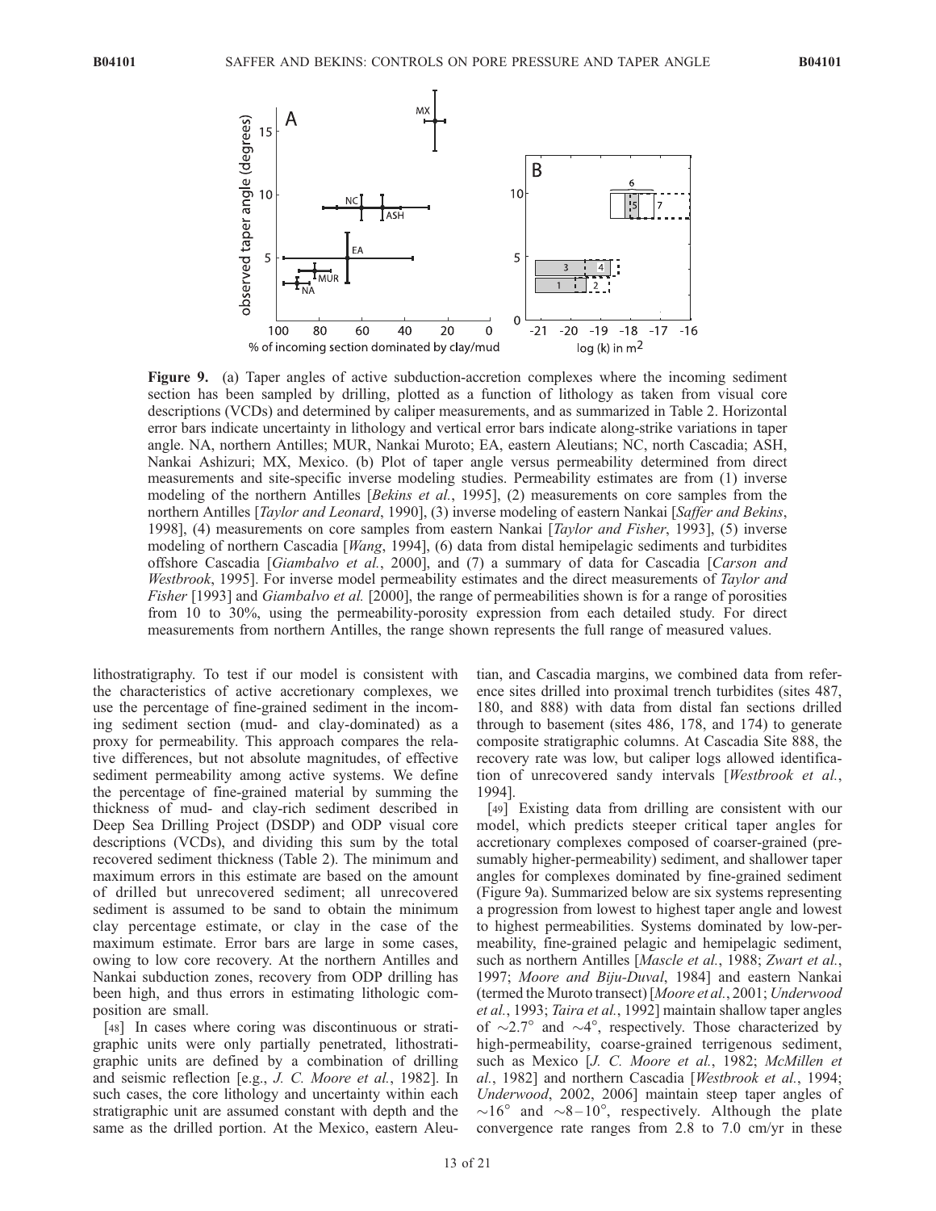**Figure 9.** (a) Taper angles of active subduction-accretion complexes where the incoming sediment section has been sampled by drilling, plotted as a function of lithology as taken from visual core descriptions (VCDs) and determined by caliper measurements, and as summarized in Table 2. Horizontal error bars indicate uncertainty in lithology and vertical error bars indicate along-strike variations in taper angle. NA, northern Antilles; MUR, Nankai Muroto; EA, eastern Aleutians; NC, north Cascadia; ASH, Nankai Ashizuri; MX, Mexico. (b) Plot of taper angle versus permeability determined from direct measurements and site-specific inverse modeling studies. Permeability estimates are from (1) inverse modeling of the northern Antilles [*Bekins et al.*, 1995], (2) measurements on core samples from the northern Antilles [*Taylor and Leonard*, 1990], (3) inverse modeling of eastern Nankai [*Saffer and Bekins*, 1998], (4) measurements on core samples from eastern Nankai [*Taylor and Fisher*, 1993], (5) inverse modeling of northern Cascadia [*Wang*, 1994], (6) data from distal hemipelagic sediments and turbidites offshore Cascadia [*Giambalvo et al.*, 2000], and (7) a summary of data for Cascadia [*Carson and Westbrook*, 1995]. For inverse model permeability estimates and the direct measurements of *Taylor and Fisher* [1993] and *Giambalvo et al.* [2000], the range of permeabilities shown is for a range of porosities from 10 to 30%, using the permeability-porosity expression from each detailed study. For direct measurements from northern Antilles, the range shown represents the full range of measured values.

lithostratigraphy. To test if our model is consistent with the characteristics of active accretionary complexes, we use the percentage of fine-grained sediment in the incoming sediment section (mud- and clay-dominated) as a proxy for permeability. This approach compares the relative differences, but not absolute magnitudes, of effective sediment permeability among active systems. We define the percentage of fine-grained material by summing the thickness of mud- and clay-rich sediment described in Deep Sea Drilling Project (DSDP) and ODP visual core descriptions (VCDs), and dividing this sum by the total recovered sediment thickness (Table 2). The minimum and maximum errors in this estimate are based on the amount of drilled but unrecovered sediment; all unrecovered sediment is assumed to be sand to obtain the minimum clay percentage estimate, or clay in the case of the maximum estimate. Error bars are large in some cases, owing to low core recovery. At the northern Antilles and Nankai subduction zones, recovery from ODP drilling has been high, and thus errors in estimating lithologic composition are small.

[48] In cases where coring was discontinuous or stratigraphic units were only partially penetrated, lithostratigraphic units are defined by a combination of drilling and seismic reflection [e.g., *J. C. Moore et al.*, 1982]. In such cases, the core lithology and uncertainty within each stratigraphic unit are assumed constant with depth and the same as the drilled portion. At the Mexico, eastern Aleutian, and Cascadia margins, we combined data from reference sites drilled into proximal trench turbidites (sites 487, 180, and 888) with data from distal fan sections drilled through to basement (sites 486, 178, and 174) to generate composite stratigraphic columns. At Cascadia Site 888, the recovery rate was low, but caliper logs allowed identification of unrecovered sandy intervals [*Westbrook et al.*, 1994].

[49] Existing data from drilling are consistent with our model, which predicts steeper critical taper angles for accretionary complexes composed of coarser-grained (presumably higher-permeability) sediment, and shallower taper angles for complexes dominated by fine-grained sediment (Figure 9a). Summarized below are six systems representing a progression from lowest to highest taper angle and lowest to highest permeabilities. Systems dominated by low-permeability, fine-grained pelagic and hemipelagic sediment, such as northern Antilles [*Mascle et al.*, 1988; *Zwart et al.*, 1997; *Moore and Biju-Duval*, 1984] and eastern Nankai (termed the Muroto transect) [*Moore et al.*, 2001; *Underwood et al.*, 1993; *Taira et al.*, 1992] maintain shallow taper angles of $\sim 2.7^\circ$ and $\sim 4^\circ$, respectively. Those characterized by high-permeability, coarse-grained terrigenous sediment, such as Mexico [*J. C. Moore et al.*, 1982; *McMillen et al.*, 1982] and northern Cascadia [*Westbrook et al.*, 1994; *Underwood*, 2002, 2006] maintain steep taper angles of $\sim 16^\circ$ and $\sim 8$–$10^\circ$, respectively. Although the plate convergence rate ranges from 2.8 to 7.0 cm/yr in these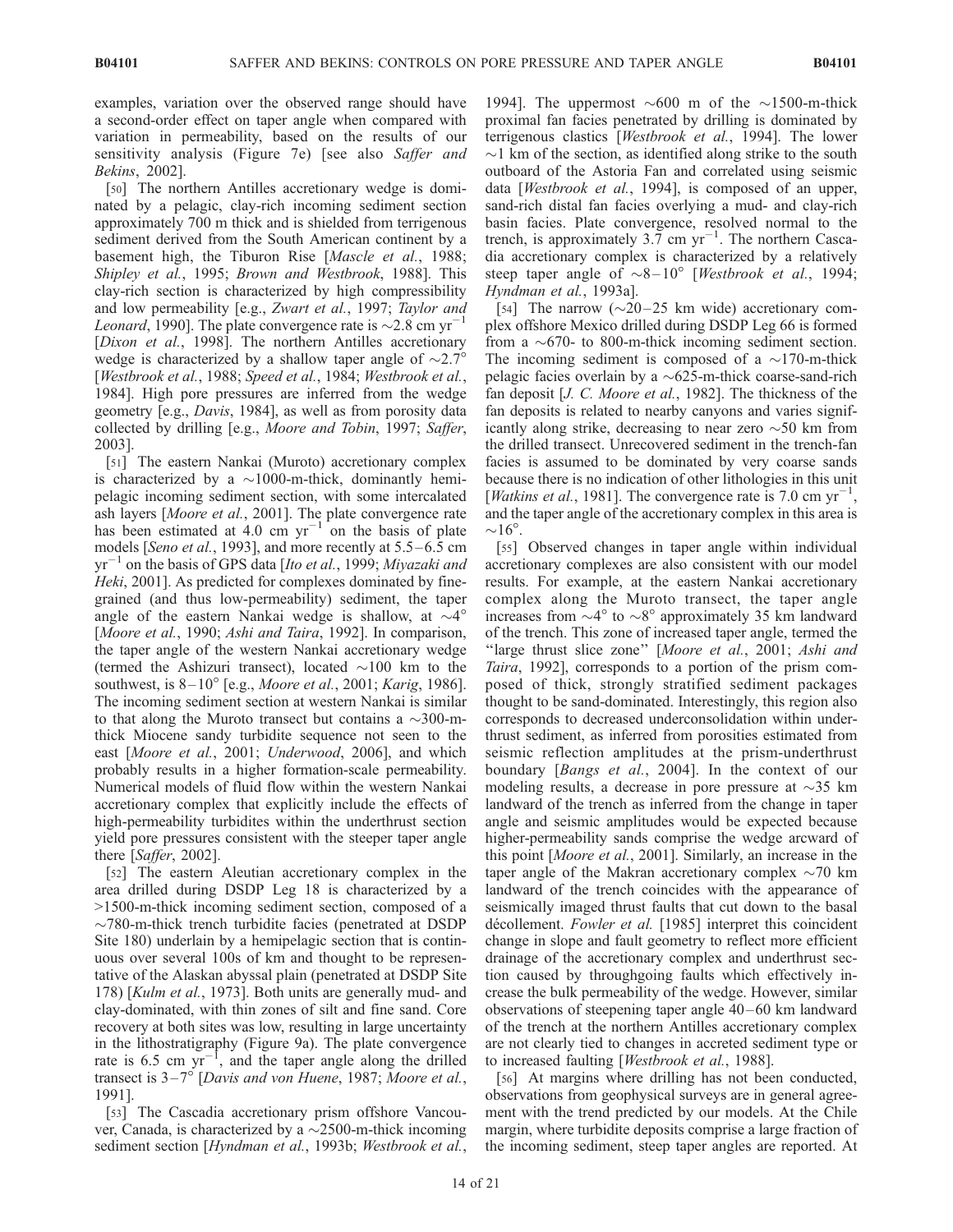examples, variation over the observed range should have a second-order effect on taper angle when compared with variation in permeability, based on the results of our sensitivity analysis (Figure 7e) [see also *Saffer and Bekins*, 2002].

[50] The northern Antilles accretionary wedge is dominated by a pelagic, clay-rich incoming sediment section approximately 700 m thick and is shielded from terrigenous sediment derived from the South American continent by a basement high, the Tiburon Rise [*Mascle et al.*, 1988; *Shipley et al.*, 1995; *Brown and Westbrook*, 1988]. This clay-rich section is characterized by high compressibility and low permeability [e.g., *Zwart et al.*, 1997; *Taylor and Leonard*, 1990]. The plate convergence rate is ~2.8 cm $yr^{-1}$ [*Dixon et al.*, 1998]. The northern Antilles accretionary wedge is characterized by a shallow taper angle of ~2.7° [*Westbrook et al.*, 1988; *Speed et al.*, 1984; *Westbrook et al.*, 1984]. High pore pressures are inferred from the wedge geometry [e.g., *Davis*, 1984], as well as from porosity data collected by drilling [e.g., *Moore and Tobin*, 1997; *Saffer*, 2003].

[51] The eastern Nankai (Muroto) accretionary complex is characterized by a ~1000-m-thick, dominantly hemipelagic incoming sediment section, with some intercalated ash layers [*Moore et al.*, 2001]. The plate convergence rate has been estimated at 4.0 cm $yr^{-1}$ on the basis of plate models [*Seno et al.*, 1993], and more recently at 5.5–6.5 cm $yr^{-1}$ on the basis of GPS data [*Ito et al.*, 1999; *Miyazaki and Heki*, 2001]. As predicted for complexes dominated by fine-grained (and thus low-permeability) sediment, the taper angle of the eastern Nankai wedge is shallow, at ~4° [*Moore et al.*, 1990; *Ashi and Taira*, 1992]. In comparison, the taper angle of the western Nankai accretionary wedge (termed the Ashizuri transect), located ~100 km to the southwest, is 8–10° [e.g., *Moore et al.*, 2001; *Karig*, 1986]. The incoming sediment section at western Nankai is similar to that along the Muroto transect but contains a ~300-m-thick Miocene sandy turbidite sequence not seen to the east [*Moore et al.*, 2001; *Underwood*, 2006], and which probably results in a higher formation-scale permeability. Numerical models of fluid flow within the western Nankai accretionary complex that explicitly include the effects of high-permeability turbidites within the underthrust section yield pore pressures consistent with the steeper taper angle there [*Saffer*, 2002].

[52] The eastern Aleutian accretionary complex in the area drilled during DSDP Leg 18 is characterized by a >1500-m-thick incoming sediment section, composed of a ~780-m-thick trench turbidite facies (penetrated at DSDP Site 180) underlain by a hemipelagic section that is continuous over several 100s of km and thought to be representative of the Alaskan abyssal plain (penetrated at DSDP Site 178) [*Kulm et al.*, 1973]. Both units are generally mud- and clay-dominated, with thin zones of silt and fine sand. Core recovery at both sites was low, resulting in large uncertainty in the lithostratigraphy (Figure 9a). The plate convergence rate is 6.5 cm $yr^{-1}$, and the taper angle along the drilled transect is 3–7° [*Davis and von Huene*, 1987; *Moore et al.*, 1991].

[53] The Cascadia accretionary prism offshore Vancouver, Canada, is characterized by a ~2500-m-thick incoming sediment section [*Hyndman et al.*, 1993b; *Westbrook et al.*, 1994]. The uppermost ~600 m of the ~1500-m-thick proximal fan facies penetrated by drilling is dominated by terrigenous clastics [*Westbrook et al.*, 1994]. The lower ~1 km of the section, as identified along strike to the south outboard of the Astoria Fan and correlated using seismic data [*Westbrook et al.*, 1994], is composed of an upper, sand-rich distal fan facies overlying a mud- and clay-rich basin facies. Plate convergence, resolved normal to the trench, is approximately 3.7 cm $yr^{-1}$. The northern Cascadia accretionary complex is characterized by a relatively steep taper angle of ~8–10° [*Westbrook et al.*, 1994; *Hyndman et al.*, 1993a].

[54] The narrow (~20–25 km wide) accretionary complex offshore Mexico drilled during DSDP Leg 66 is formed from a ~670- to 800-m-thick incoming sediment section. The incoming sediment is composed of a ~170-m-thick pelagic facies overlain by a ~625-m-thick coarse-sand-rich fan deposit [*J. C. Moore et al.*, 1982]. The thickness of the fan deposits is related to nearby canyons and varies significantly along strike, decreasing to near zero ~50 km from the drilled transect. Unrecovered sediment in the trench-fan facies is assumed to be dominated by very coarse sands because there is no indication of other lithologies in this unit [*Watkins et al.*, 1981]. The convergence rate is 7.0 cm $yr^{-1}$, and the taper angle of the accretionary complex in this area is ~16°.

[55] Observed changes in taper angle within individual accretionary complexes are also consistent with our model results. For example, at the eastern Nankai accretionary complex along the Muroto transect, the taper angle increases from ~4° to ~8° approximately 35 km landward of the trench. This zone of increased taper angle, termed the "large thrust slice zone" [*Moore et al.*, 2001; *Ashi and Taira*, 1992], corresponds to a portion of the prism composed of thick, strongly stratified sediment packages thought to be sand-dominated. Interestingly, this region also corresponds to decreased underconsolidation within underthrust sediment, as inferred from porosities estimated from seismic reflection amplitudes at the prism-underthrust boundary [*Bangs et al.*, 2004]. In the context of our modeling results, a decrease in pore pressure at ~35 km landward of the trench as inferred from the change in taper angle and seismic amplitudes would be expected because higher-permeability sands comprise the wedge arcward of this point [*Moore et al.*, 2001]. Similarly, an increase in the taper angle of the Makran accretionary complex ~70 km landward of the trench coincides with the appearance of seismically imaged thrust faults that cut down to the basal décollement. *Fowler et al.* [1985] interpret this coincident change in slope and fault geometry to reflect more efficient drainage of the accretionary complex and underthrust section caused by throughgoing faults which effectively increase the bulk permeability of the wedge. However, similar observations of steepening taper angle 40–60 km landward of the trench at the northern Antilles accretionary complex are not clearly tied to changes in accreted sediment type or to increased faulting [*Westbrook et al.*, 1988].

[56] At margins where drilling has not been conducted, observations from geophysical surveys are in general agreement with the trend predicted by our models. At the Chile margin, where turbidite deposits comprise a large fraction of the incoming sediment, steep taper angles are reported. At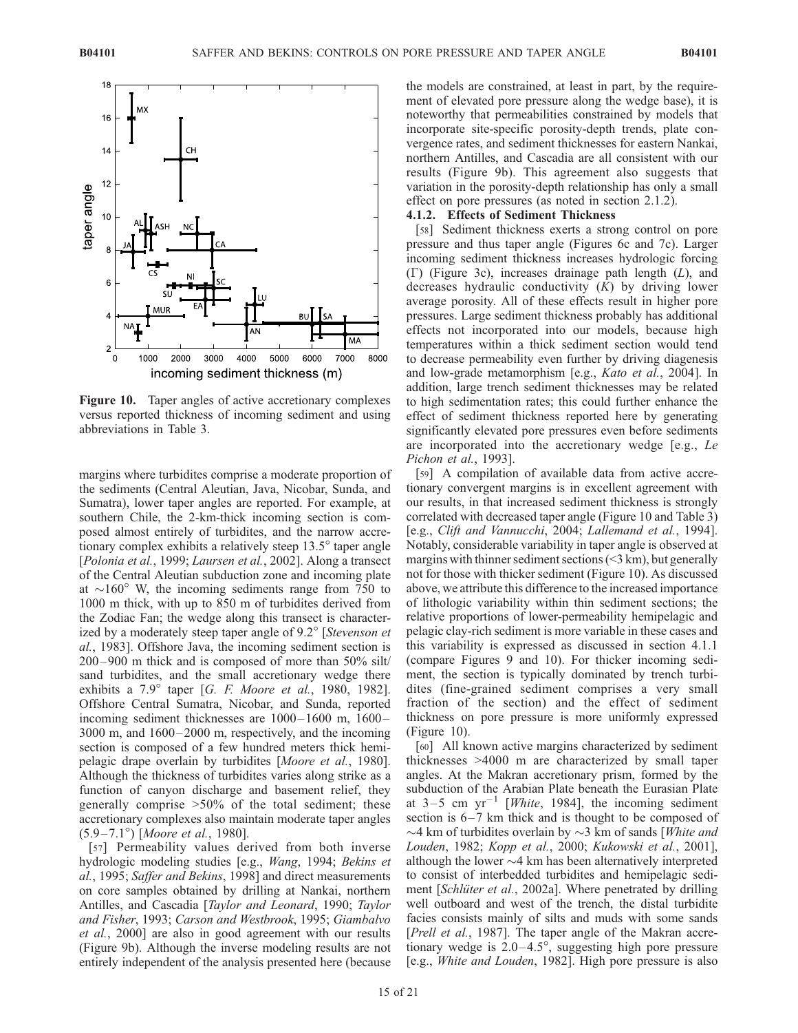**Figure 10.** Taper angles of active accretionary complexes versus reported thickness of incoming sediment and using abbreviations in Table 3.

margins where turbidites comprise a moderate proportion of the sediments (Central Aleutian, Java, Nicobar, Sunda, and Sumatra), lower taper angles are reported. For example, at southern Chile, the 2-km-thick incoming section is composed almost entirely of turbidites, and the narrow accretionary complex exhibits a relatively steep 13.5° taper angle [*Polonia et al.*, 1999; *Laursen et al.*, 2002]. Along a transect of the Central Aleutian subduction zone and incoming plate at ~160° W, the incoming sediments range from 750 to 1000 m thick, with up to 850 m of turbidites derived from the Zodiac Fan; the wedge along this transect is characterized by a moderately steep taper angle of 9.2° [*Stevenson et al.*, 1983]. Offshore Java, the incoming sediment section is 200–900 m thick and is composed of more than 50% silt/sand turbidites, and the small accretionary wedge there exhibits a 7.9° taper [*G. F. Moore et al.*, 1980, 1982]. Offshore Central Sumatra, Nicobar, and Sunda, reported incoming sediment thicknesses are 1000–1600 m, 1600–3000 m, and 1600–2000 m, respectively, and the incoming section is composed of a few hundred meters thick hemipelagic drape overlain by turbidites [*Moore et al.*, 1980]. Although the thickness of turbidites varies along strike as a function of canyon discharge and basement relief, they generally comprise >50% of the total sediment; these accretionary complexes also maintain moderate taper angles (5.9–7.1°) [*Moore et al.*, 1980].

[57] Permeability values derived from both inverse hydrologic modeling studies [e.g., *Wang*, 1994; *Bekins et al.*, 1995; *Saffer and Bekins*, 1998] and direct measurements on core samples obtained by drilling at Nankai, northern Antilles, and Cascadia [*Taylor and Leonard*, 1990; *Taylor and Fisher*, 1993; *Carson and Westbrook*, 1995; *Giambalvo et al.*, 2000] are also in good agreement with our results (Figure 9b). Although the inverse modeling results are not entirely independent of the analysis presented here (because the models are constrained, at least in part, by the requirement of elevated pore pressure along the wedge base), it is noteworthy that permeabilities constrained by models that incorporate site-specific porosity-depth trends, plate convergence rates, and sediment thicknesses for eastern Nankai, northern Antilles, and Cascadia are all consistent with our results (Figure 9b). This agreement also suggests that variation in the porosity-depth relationship has only a small effect on pore pressures (as noted in section 2.1.2).

### 4.1.2. Effects of Sediment Thickness

[58] Sediment thickness exerts a strong control on pore pressure and thus taper angle (Figures 6c and 7c). Larger incoming sediment thickness increases hydrologic forcing ($\Gamma$) (Figure 3c), increases drainage path length ($L$), and decreases hydraulic conductivity ($K$) by driving lower average porosity. All of these effects result in higher pore pressures. Large sediment thickness probably has additional effects not incorporated into our models, because high temperatures within a thick sediment section would tend to decrease permeability even further by driving diagenesis and low-grade metamorphism [e.g., *Kato et al.*, 2004]. In addition, large trench sediment thicknesses may be related to high sedimentation rates; this could further enhance the effect of sediment thickness reported here by generating significantly elevated pore pressures even before sediments are incorporated into the accretionary wedge [e.g., *Le Pichon et al.*, 1993].

[59] A compilation of available data from active accretionary convergent margins is in excellent agreement with our results, in that increased sediment thickness is strongly correlated with decreased taper angle (Figure 10 and Table 3) [e.g., *Clift and Vannucchi*, 2004; *Lallemand et al.*, 1994]. Notably, considerable variability in taper angle is observed at margins with thinner sediment sections (<3 km), but generally not for those with thicker sediment (Figure 10). As discussed above, we attribute this difference to the increased importance of lithologic variability within thin sediment sections; the relative proportions of lower-permeability hemipelagic and pelagic clay-rich sediment is more variable in these cases and this variability is expressed as discussed in section 4.1.1 (compare Figures 9 and 10). For thicker incoming sediment, the section is typically dominated by trench turbidites (fine-grained sediment comprises a very small fraction of the section) and the effect of sediment thickness on pore pressure is more uniformly expressed (Figure 10).

[60] All known active margins characterized by sediment thicknesses >4000 m are characterized by small taper angles. At the Makran accretionary prism, formed by the subduction of the Arabian Plate beneath the Eurasian Plate at 3–5 cm $yr^{-1}$ [*White*, 1984], the incoming sediment section is 6–7 km thick and is thought to be composed of ~4 km of turbidites overlain by ~3 km of sands [*White and Louden*, 1982; *Kopp et al.*, 2000; *Kukowski et al.*, 2001], although the lower ~4 km has been alternatively interpreted to consist of interbedded turbidites and hemipelagic sediment [*Schlüter et al.*, 2002a]. Where penetrated by drilling well outboard and west of the trench, the distal turbidite facies consists mainly of silts and muds with some sands [*Prell et al.*, 1987]. The taper angle of the Makran accretionary wedge is 2.0–4.5°, suggesting high pore pressure [e.g., *White and Louden*, 1982]. High pore pressure is also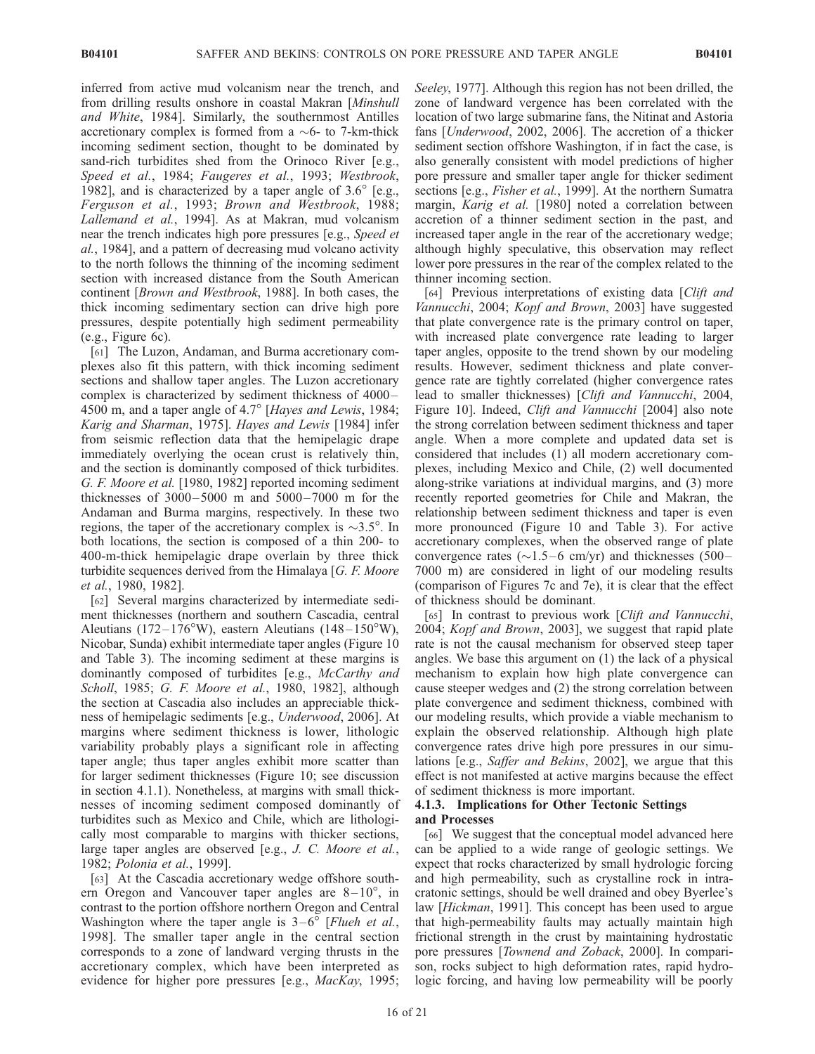inferred from active mud volcanism near the trench, and from drilling results onshore in coastal Makran [*Minshull and White*, 1984]. Similarly, the southernmost Antilles accretionary complex is formed from a ~6- to 7-km-thick incoming sediment section, thought to be dominated by sand-rich turbidites shed from the Orinoco River [e.g., *Speed et al.*, 1984; *Faugeres et al.*, 1993; *Westbrook*, 1982], and is characterized by a taper angle of 3.6° [e.g., *Ferguson et al.*, 1993; *Brown and Westbrook*, 1988; *Lallemand et al.*, 1994]. As at Makran, mud volcanism near the trench indicates high pore pressures [e.g., *Speed et al.*, 1984], and a pattern of decreasing mud volcano activity to the north follows the thinning of the incoming sediment section with increased distance from the South American continent [*Brown and Westbrook*, 1988]. In both cases, the thick incoming sedimentary section can drive high pore pressures, despite potentially high sediment permeability (e.g., Figure 6c).

[61] The Luzon, Andaman, and Burma accretionary complexes also fit this pattern, with thick incoming sediment sections and shallow taper angles. The Luzon accretionary complex is characterized by sediment thickness of 4000–4500 m, and a taper angle of 4.7° [*Hayes and Lewis*, 1984; *Karig and Sharman*, 1975]. *Hayes and Lewis* [1984] infer from seismic reflection data that the hemipelagic drape immediately overlying the ocean crust is relatively thin, and the section is dominantly composed of thick turbidites. *G. F. Moore et al.* [1980, 1982] reported incoming sediment thicknesses of 3000–5000 m and 5000–7000 m for the Andaman and Burma margins, respectively. In these two regions, the taper of the accretionary complex is ~3.5°. In both locations, the section is composed of a thin 200- to 400-m-thick hemipelagic drape overlain by three thick turbidite sequences derived from the Himalaya [*G. F. Moore et al.*, 1980, 1982].

[62] Several margins characterized by intermediate sediment thicknesses (northern and southern Cascadia, central Aleutians (172–176°W), eastern Aleutians (148–150°W), Nicobar, Sunda) exhibit intermediate taper angles (Figure 10 and Table 3). The incoming sediment at these margins is dominantly composed of turbidites [e.g., *McCarthy and Scholl*, 1985; *G. F. Moore et al.*, 1980, 1982], although the section at Cascadia also includes an appreciable thickness of hemipelagic sediments [e.g., *Underwood*, 2006]. At margins where sediment thickness is lower, lithologic variability probably plays a significant role in affecting taper angle; thus taper angles exhibit more scatter than for larger sediment thicknesses (Figure 10; see discussion in section 4.1.1). Nonetheless, at margins with small thicknesses of incoming sediment composed dominantly of turbidites such as Mexico and Chile, which are lithologically most comparable to margins with thicker sections, large taper angles are observed [e.g., *J. C. Moore et al.*, 1982; *Polonia et al.*, 1999].

[63] At the Cascadia accretionary wedge offshore southern Oregon and Vancouver taper angles are 8–10°, in contrast to the portion offshore northern Oregon and Central Washington where the taper angle is 3–6° [*Flueh et al.*, 1998]. The smaller taper angle in the central section corresponds to a zone of landward verging thrusts in the accretionary complex, which have been interpreted as evidence for higher pore pressures [e.g., *MacKay*, 1995; *Seeley*, 1977]. Although this region has not been drilled, the zone of landward vergence has been correlated with the location of two large submarine fans, the Nitinat and Astoria fans [*Underwood*, 2002, 2006]. The accretion of a thicker sediment section offshore Washington, if in fact the case, is also generally consistent with model predictions of higher pore pressure and smaller taper angle for thicker sediment sections [e.g., *Fisher et al.*, 1999]. At the northern Sumatra margin, *Karig et al.* [1980] noted a correlation between accretion of a thinner sediment section in the past, and increased taper angle in the rear of the accretionary wedge; although highly speculative, this observation may reflect lower pore pressures in the rear of the complex related to the thinner incoming section.

[64] Previous interpretations of existing data [*Clift and Vannucchi*, 2004; *Kopf and Brown*, 2003] have suggested that plate convergence rate is the primary control on taper, with increased plate convergence rate leading to larger taper angles, opposite to the trend shown by our modeling results. However, sediment thickness and plate convergence rate are tightly correlated (higher convergence rates lead to smaller thicknesses) [*Clift and Vannucchi*, 2004, Figure 10]. Indeed, *Clift and Vannucchi* [2004] also note the strong correlation between sediment thickness and taper angle. When a more complete and updated data set is considered that includes (1) all modern accretionary complexes, including Mexico and Chile, (2) well documented along-strike variations at individual margins, and (3) more recently reported geometries for Chile and Makran, the relationship between sediment thickness and taper is even more pronounced (Figure 10 and Table 3). For active accretionary complexes, when the observed range of plate convergence rates (~1.5–6 cm/yr) and thicknesses (500–7000 m) are considered in light of our modeling results (comparison of Figures 7c and 7e), it is clear that the effect of thickness should be dominant.

[65] In contrast to previous work [*Clift and Vannucchi*, 2004; *Kopf and Brown*, 2003], we suggest that rapid plate rate is not the causal mechanism for observed steep taper angles. We base this argument on (1) the lack of a physical mechanism to explain how high plate convergence can cause steeper wedges and (2) the strong correlation between plate convergence and sediment thickness, combined with our modeling results, which provide a viable mechanism to explain the observed relationship. Although high plate convergence rates drive high pore pressures in our simulations [e.g., *Saffer and Bekins*, 2002], we argue that this effect is not manifested at active margins because the effect of sediment thickness is more important.

### 4.1.3. Implications for Other Tectonic Settings and Processes

[66] We suggest that the conceptual model advanced here can be applied to a wide range of geologic settings. We expect that rocks characterized by small hydrologic forcing and high permeability, such as crystalline rock in intracratonic settings, should be well drained and obey Byerlee's law [*Hickman*, 1991]. This concept has been used to argue that high-permeability faults may actually maintain high frictional strength in the crust by maintaining hydrostatic pore pressures [*Townend and Zoback*, 2000]. In comparison, rocks subject to high deformation rates, rapid hydrologic forcing, and having low permeability will be poorly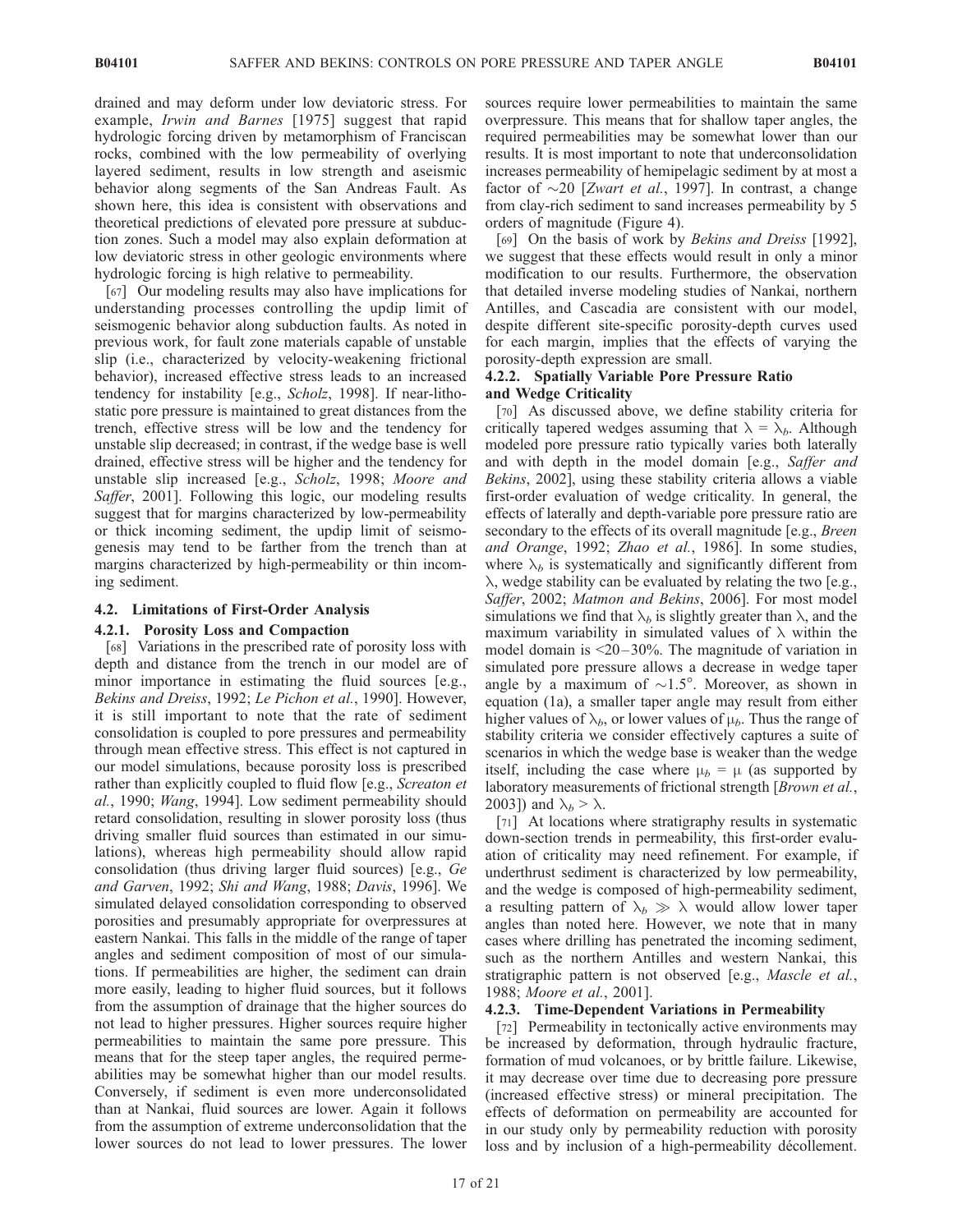drained and may deform under low deviatoric stress. For example, *Irwin and Barnes* [1975] suggest that rapid hydrologic forcing driven by metamorphism of Franciscan rocks, combined with the low permeability of overlying layered sediment, results in low strength and aseismic behavior along segments of the San Andreas Fault. As shown here, this idea is consistent with observations and theoretical predictions of elevated pore pressure at subduction zones. Such a model may also explain deformation at low deviatoric stress in other geologic environments where hydrologic forcing is high relative to permeability.

[67] Our modeling results may also have implications for understanding processes controlling the updip limit of seismogenic behavior along subduction faults. As noted in previous work, for fault zone materials capable of unstable slip (i.e., characterized by velocity-weakening frictional behavior), increased effective stress leads to an increased tendency for instability [e.g., *Scholz*, 1998]. If near-lithostatic pore pressure is maintained to great distances from the trench, effective stress will be low and the tendency for unstable slip decreased; in contrast, if the wedge base is well drained, effective stress will be higher and the tendency for unstable slip increased [e.g., *Scholz*, 1998; *Moore and Saffer*, 2001]. Following this logic, our modeling results suggest that for margins characterized by low-permeability or thick incoming sediment, the updip limit of seismogenesis may tend to be farther from the trench than at margins characterized by high-permeability or thin incoming sediment.

## 4.2. Limitations of First-Order Analysis

### 4.2.1. Porosity Loss and Compaction

[68] Variations in the prescribed rate of porosity loss with depth and distance from the trench in our model are of minor importance in estimating the fluid sources [e.g., *Bekins and Dreiss*, 1992; *Le Pichon et al.*, 1990]. However, it is still important to note that the rate of sediment consolidation is coupled to pore pressures and permeability through mean effective stress. This effect is not captured in our model simulations, because porosity loss is prescribed rather than explicitly coupled to fluid flow [e.g., *Screaton et al.*, 1990; *Wang*, 1994]. Low sediment permeability should retard consolidation, resulting in slower porosity loss (thus driving smaller fluid sources than estimated in our simulations), whereas high permeability should allow rapid consolidation (thus driving larger fluid sources) [e.g., *Ge and Garven*, 1992; *Shi and Wang*, 1988; *Davis*, 1996]. We simulated delayed consolidation corresponding to observed porosities and presumably appropriate for overpressures at eastern Nankai. This falls in the middle of the range of taper angles and sediment composition of most of our simulations. If permeabilities are higher, the sediment can drain more easily, leading to higher fluid sources, but it follows from the assumption of drainage that the higher sources do not lead to higher pressures. Higher sources require higher permeabilities to maintain the same pore pressure. This means that for the steep taper angles, the required permeabilities may be somewhat higher than our model results. Conversely, if sediment is even more underconsolidated than at Nankai, fluid sources are lower. Again it follows from the assumption of extreme underconsolidation that the lower sources do not lead to lower pressures. The lower sources require lower permeabilities to maintain the same overpressure. This means that for shallow taper angles, the required permeabilities may be somewhat lower than our results. It is most important to note that underconsolidation increases permeability of hemipelagic sediment by at most a factor of ~20 [*Zwart et al.*, 1997]. In contrast, a change from clay-rich sediment to sand increases permeability by 5 orders of magnitude (Figure 4).

[69] On the basis of work by *Bekins and Dreiss* [1992], we suggest that these effects would result in only a minor modification to our results. Furthermore, the observation that detailed inverse modeling studies of Nankai, northern Antilles, and Cascadia are consistent with our model, despite different site-specific porosity-depth curves used for each margin, implies that the effects of varying the porosity-depth expression are small.

### 4.2.2. Spatially Variable Pore Pressure Ratio and Wedge Criticality

[70] As discussed above, we define stability criteria for critically tapered wedges assuming that $\lambda = \lambda_b$. Although modeled pore pressure ratio typically varies both laterally and with depth in the model domain [e.g., *Saffer and Bekins*, 2002], using these stability criteria allows a viable first-order evaluation of wedge criticality. In general, the effects of laterally and depth-variable pore pressure ratio are secondary to the effects of its overall magnitude [e.g., *Breen and Orange*, 1992; *Zhao et al.*, 1986]. In some studies, where $\lambda_b$ is systematically and significantly different from $\lambda$, wedge stability can be evaluated by relating the two [e.g., *Saffer*, 2002; *Matmon and Bekins*, 2006]. For most model simulations we find that $\lambda_b$ is slightly greater than $\lambda$, and the maximum variability in simulated values of $\lambda$ within the model domain is <20–30%. The magnitude of variation in simulated pore pressure allows a decrease in wedge taper angle by a maximum of ~1.5°. Moreover, as shown in equation (1a), a smaller taper angle may result from either higher values of $\lambda_b$, or lower values of $\mu_b$. Thus the range of stability criteria we consider effectively captures a suite of scenarios in which the wedge base is weaker than the wedge itself, including the case where $\mu_b = \mu$ (as supported by laboratory measurements of frictional strength [*Brown et al.*, 2003]) and $\lambda_b > \lambda$.

[71] At locations where stratigraphy results in systematic down-section trends in permeability, this first-order evaluation of criticality may need refinement. For example, if underthrust sediment is characterized by low permeability, and the wedge is composed of high-permeability sediment, a resulting pattern of $\lambda_b \gg \lambda$ would allow lower taper angles than noted here. However, we note that in many cases where drilling has penetrated the incoming sediment, such as the northern Antilles and western Nankai, this stratigraphic pattern is not observed [e.g., *Mascle et al.*, 1988; *Moore et al.*, 2001].

### 4.2.3. Time-Dependent Variations in Permeability

[72] Permeability in tectonically active environments may be increased by deformation, through hydraulic fracture, formation of mud volcanoes, or by brittle failure. Likewise, it may decrease over time due to decreasing pore pressure (increased effective stress) or mineral precipitation. The effects of deformation on permeability are accounted for in our study only by permeability reduction with porosity loss and by inclusion of a high-permeability décollement.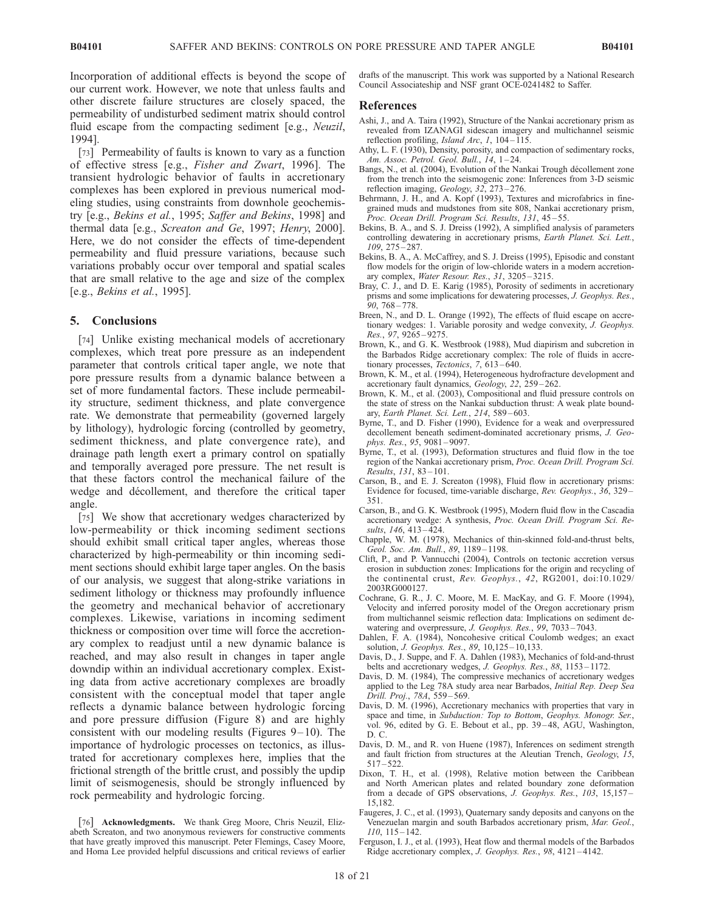Incorporation of additional effects is beyond the scope of our current work. However, we note that unless faults and other discrete failure structures are closely spaced, the permeability of undisturbed sediment matrix should control fluid escape from the compacting sediment [e.g., *Neuzil*, 1994].

[73] Permeability of faults is known to vary as a function of effective stress [e.g., *Fisher and Zwart*, 1996]. The transient hydrologic behavior of faults in accretionary complexes has been explored in previous numerical modeling studies, using constraints from downhole geochemistry [e.g., *Bekins et al.*, 1995; *Saffer and Bekins*, 1998] and thermal data [e.g., *Screaton and Ge*, 1997; *Henry*, 2000]. Here, we do not consider the effects of time-dependent permeability and fluid pressure variations, because such variations probably occur over temporal and spatial scales that are small relative to the age and size of the complex [e.g., *Bekins et al.*, 1995].

## 5. Conclusions

[74] Unlike existing mechanical models of accretionary complexes, which treat pore pressure as an independent parameter that controls critical taper angle, we note that pore pressure results from a dynamic balance between a set of more fundamental factors. These include permeability structure, sediment thickness, and plate convergence rate. We demonstrate that permeability (governed largely by lithology), hydrologic forcing (controlled by geometry, sediment thickness, and plate convergence rate), and drainage path length exert a primary control on spatially and temporally averaged pore pressure. The net result is that these factors control the mechanical failure of the wedge and décollement, and therefore the critical taper angle.

[75] We show that accretionary wedges characterized by low-permeability or thick incoming sediment sections should exhibit small critical taper angles, whereas those characterized by high-permeability or thin incoming sediment sections should exhibit large taper angles. On the basis of our analysis, we suggest that along-strike variations in sediment lithology or thickness may profoundly influence the geometry and mechanical behavior of accretionary complexes. Likewise, variations in incoming sediment thickness or composition over time will force the accretionary complex to readjust until a new dynamic balance is reached, and may also result in changes in taper angle downdip within an individual accretionary complex. Existing data from active accretionary complexes are broadly consistent with the conceptual model that taper angle reflects a dynamic balance between hydrologic forcing and pore pressure diffusion (Figure 8) and are highly consistent with our modeling results (Figures 9–10). The importance of hydrologic processes on tectonics, as illustrated for accretionary complexes here, implies that the frictional strength of the brittle crust, and possibly the updip limit of seismogenesis, should be strongly influenced by rock permeability and hydrologic forcing.

[76] **Acknowledgments.** We thank Greg Moore, Chris Neuzil, Elizabeth Screaton, and two anonymous reviewers for constructive comments that have greatly improved this manuscript. Peter Flemings, Casey Moore, and Homa Lee provided helpful discussions and critical reviews of earlier drafts of the manuscript. This work was supported by a National Research Council Associateship and NSF grant OCE-0241482 to Saffer.

## References

Ashi, J., and A. Taira (1992), Structure of the Nankai accretionary prism as revealed from IZANAGI sidescan imagery and multichannel seismic reflection profiling, *Island Arc*, *1*, 104–115.

Athy, L. F. (1930), Density, porosity, and compaction of sedimentary rocks, *Am. Assoc. Petrol. Geol. Bull.*, *14*, 1–24.

Bangs, N., et al. (2004), Evolution of the Nankai Trough décollement zone from the trench into the seismogenic zone: Inferences from 3-D seismic reflection imaging, *Geology*, *32*, 273–276.

Behrmann, J. H., and A. Kopf (1993), Textures and microfabrics in fine-grained muds and mudstones from site 808, Nankai accretionary prism, *Proc. Ocean Drill. Program Sci. Results*, *131*, 45–55.

Bekins, B. A., and S. J. Dreiss (1992), A simplified analysis of parameters controlling dewatering in accretionary prisms, *Earth Planet. Sci. Lett.*, *109*, 275–287.

Bekins, B. A., A. McCaffrey, and S. J. Dreiss (1995), Episodic and constant flow models for the origin of low-chloride waters in a modern accretionary complex, *Water Resour. Res.*, *31*, 3205–3215.

Bray, C. J., and D. E. Karig (1985), Porosity of sediments in accretionary prisms and some implications for dewatering processes, *J. Geophys. Res.*, *90*, 768–778.

Breen, N., and D. L. Orange (1992), The effects of fluid escape on accretionary wedges: 1. Variable porosity and wedge convexity, *J. Geophys. Res.*, *97*, 9265–9275.

Brown, K., and G. K. Westbrook (1988), Mud diapirism and subcretion in the Barbados Ridge accretionary complex: The role of fluids in accretionary processes, *Tectonics*, *7*, 613–640.

Brown, K. M., et al. (1994), Heterogeneous hydrofracture development and accretionary fault dynamics, *Geology*, *22*, 259–262.

Brown, K. M., et al. (2003), Compositional and fluid pressure controls on the state of stress on the Nankai subduction thrust: A weak plate boundary, *Earth Planet. Sci. Lett.*, *214*, 589–603.

Byrne, T., and D. Fisher (1990), Evidence for a weak and overpressured decollement beneath sediment-dominated accretionary prisms, *J. Geophys. Res.*, *95*, 9081–9097.

Byrne, T., et al. (1993), Deformation structures and fluid flow in the toe region of the Nankai accretionary prism, *Proc. Ocean Drill. Program Sci. Results*, *131*, 83–101.

Carson, B., and E. J. Screaton (1998), Fluid flow in accretionary prisms: Evidence for focused, time-variable discharge, *Rev. Geophys.*, *36*, 329–351.

Carson, B., and G. K. Westbrook (1995), Modern fluid flow in the Cascadia accretionary wedge: A synthesis, *Proc. Ocean Drill. Program Sci. Results*, *146*, 413–424.

Chapple, W. M. (1978), Mechanics of thin-skinned fold-and-thrust belts, *Geol. Soc. Am. Bull.*, *89*, 1189–1198.

Clift, P., and P. Vannucchi (2004), Controls on tectonic accretion versus erosion in subduction zones: Implications for the origin and recycling of the continental crust, *Rev. Geophys.*, *42*, RG2001, doi:10.1029/2003RG000127.

Cochrane, G. R., J. C. Moore, M. E. MacKay, and G. F. Moore (1994), Velocity and inferred porosity model of the Oregon accretionary prism from multichannel seismic reflection data: Implications on sediment dewatering and overpressure, *J. Geophys. Res.*, *99*, 7033–7043.

Dahlen, F. A. (1984), Noncohesive critical Coulomb wedges; an exact solution, *J. Geophys. Res.*, *89*, 10,125–10,133.

Davis, D., J. Suppe, and F. A. Dahlen (1983), Mechanics of fold-and-thrust belts and accretionary wedges, *J. Geophys. Res.*, *88*, 1153–1172.

Davis, D. M. (1984), The compressive mechanics of accretionary wedges applied to the Leg 78A study area near Barbados, *Initial Rep. Deep Sea Drill. Proj.*, *78A*, 559–569.

Davis, D. M. (1996), Accretionary mechanics with properties that vary in space and time, in *Subduction: Top to Bottom*, *Geophys. Monogr. Ser.*, vol. 96, edited by G. E. Bebout et al., pp. 39–48, AGU, Washington, D. C.

Davis, D. M., and R. von Huene (1987), Inferences on sediment strength and fault friction from structures at the Aleutian Trench, *Geology*, *15*, 517–522.

Dixon, T. H., et al. (1998), Relative motion between the Caribbean and North American plates and related boundary zone deformation from a decade of GPS observations, *J. Geophys. Res.*, *103*, 15,157–15,182.

Faugeres, J. C., et al. (1993), Quaternary sandy deposits and canyons on the Venezuelan margin and south Barbados accretionary prism, *Mar. Geol.*, *110*, 115–142.

Ferguson, I. J., et al. (1993), Heat flow and thermal models of the Barbados Ridge accretionary complex, *J. Geophys. Res.*, *98*, 4121–4142.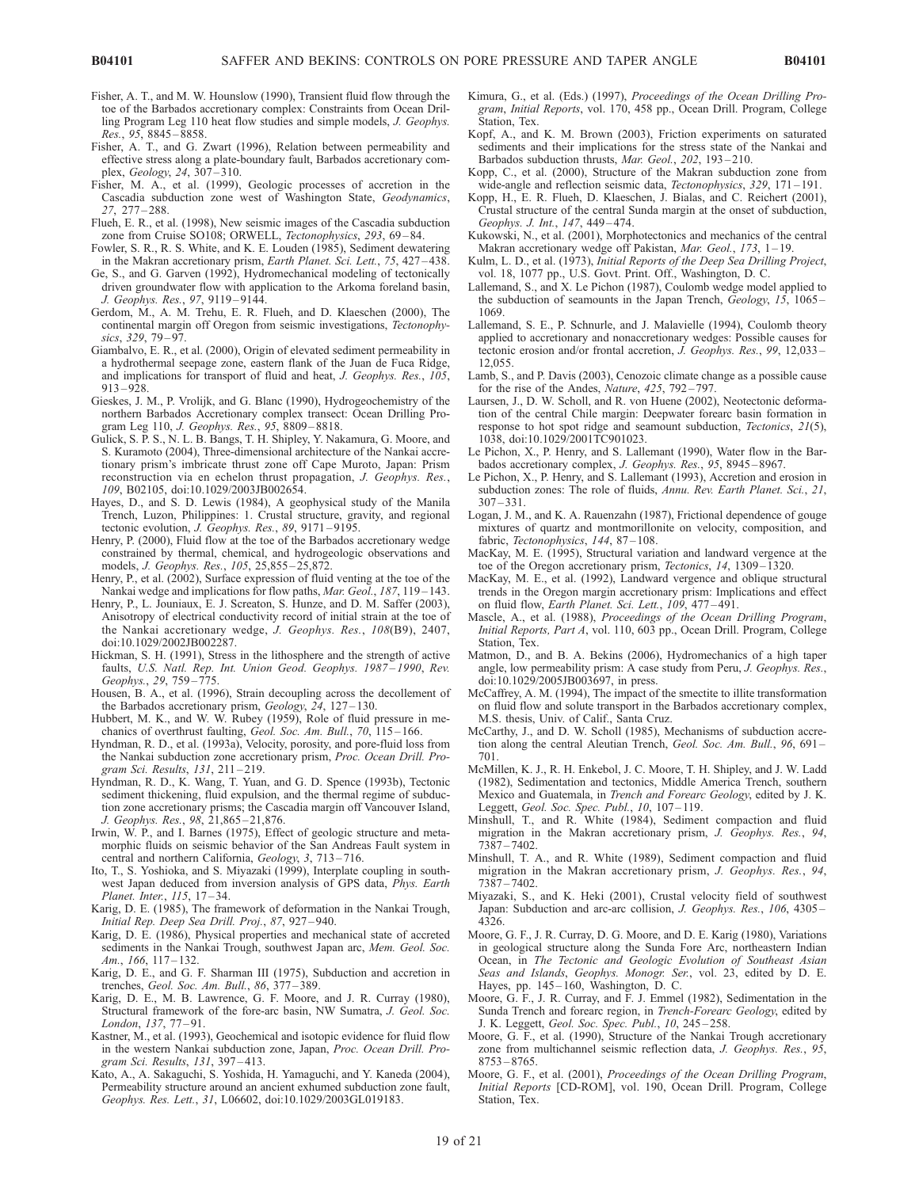Fisher, A. T., and M. W. Hounslow (1990), Transient fluid flow through the toe of the Barbados accretionary complex: Constraints from Ocean Drilling Program Leg 110 heat flow studies and simple models, *J. Geophys. Res.*, *95*, 8845–8858.

Fisher, A. T., and G. Zwart (1996), Relation between permeability and effective stress along a plate-boundary fault, Barbados accretionary complex, *Geology*, *24*, 307–310.

Fisher, M. A., et al. (1999), Geologic processes of accretion in the Cascadia subduction zone west of Washington State, *Geodynamics*, *27*, 277–288.

Flueh, E. R., et al. (1998), New seismic images of the Cascadia subduction zone from Cruise SO108; ORWELL, *Tectonophysics*, *293*, 69–84.

Fowler, S. R., R. S. White, and K. E. Louden (1985), Sediment dewatering in the Makran accretionary prism, *Earth Planet. Sci. Lett.*, *75*, 427–438.

Ge, S., and G. Garven (1992), Hydromechanical modeling of tectonically driven groundwater flow with application to the Arkoma foreland basin, *J. Geophys. Res.*, *97*, 9119–9144.

Gerdom, M., A. M. Trehu, E. R. Flueh, and D. Klaeschen (2000), The continental margin off Oregon from seismic investigations, *Tectonophysics*, *329*, 79–97.

Giambalvo, E. R., et al. (2000), Origin of elevated sediment permeability in a hydrothermal seepage zone, eastern flank of the Juan de Fuca Ridge, and implications for transport of fluid and heat, *J. Geophys. Res.*, *105*, 913–928.

Gieskes, J. M., P. Vrolijk, and G. Blanc (1990), Hydrogeochemistry of the northern Barbados Accretionary complex transect: Ocean Drilling Program Leg 110, *J. Geophys. Res.*, *95*, 8809–8818.

Gulick, S. P. S., N. L. B. Bangs, T. H. Shipley, Y. Nakamura, G. Moore, and S. Kuramoto (2004), Three-dimensional architecture of the Nankai accretionary prism's imbricate thrust zone off Cape Muroto, Japan: Prism reconstruction via en echelon thrust propagation, *J. Geophys. Res.*, *109*, B02105, doi:10.1029/2003JB002654.

Hayes, D., and S. D. Lewis (1984), A geophysical study of the Manila Trench, Luzon, Philippines: 1. Crustal structure, gravity, and regional tectonic evolution, *J. Geophys. Res.*, *89*, 9171–9195.

Henry, P. (2000), Fluid flow at the toe of the Barbados accretionary wedge constrained by thermal, chemical, and hydrogeologic observations and models, *J. Geophys. Res.*, *105*, 25,855–25,872.

Henry, P., et al. (2002), Surface expression of fluid venting at the toe of the Nankai wedge and implications for flow paths, *Mar. Geol.*, *187*, 119–143.

Henry, P., L. Jouniaux, E. J. Screaton, S. Hunze, and D. M. Saffer (2003), Anisotropy of electrical conductivity record of initial strain at the toe of the Nankai accretionary wedge, *J. Geophys. Res.*, *108*(B9), 2407, doi:10.1029/2002JB002287.

Hickman, S. H. (1991), Stress in the lithosphere and the strength of active faults, *U.S. Natl. Rep. Int. Union Geod. Geophys. 1987–1990*, *Rev. Geophys.*, *29*, 759–775.

Housen, B. A., et al. (1996), Strain decoupling across the decollement of the Barbados accretionary prism, *Geology*, *24*, 127–130.

Hubbert, M. K., and W. W. Rubey (1959), Role of fluid pressure in mechanics of overthrust faulting, *Geol. Soc. Am. Bull.*, *70*, 115–166.

Hyndman, R. D., et al. (1993a), Velocity, porosity, and pore-fluid loss from the Nankai subduction zone accretionary prism, *Proc. Ocean Drill. Program Sci. Results*, *131*, 211–219.

Hyndman, R. D., K. Wang, T. Yuan, and G. D. Spence (1993b), Tectonic sediment thickening, fluid expulsion, and the thermal regime of subduction zone accretionary prisms; the Cascadia margin off Vancouver Island, *J. Geophys. Res.*, *98*, 21,865–21,876.

Irwin, W. P., and I. Barnes (1975), Effect of geologic structure and metamorphic fluids on seismic behavior of the San Andreas Fault system in central and northern California, *Geology*, *3*, 713–716.

Ito, T., S. Yoshioka, and S. Miyazaki (1999), Interplate coupling in southwest Japan deduced from inversion analysis of GPS data, *Phys. Earth Planet. Inter.*, *115*, 17–34.

Karig, D. E. (1985), The framework of deformation in the Nankai Trough, *Initial Rep. Deep Sea Drill. Proj.*, *87*, 927–940.

Karig, D. E. (1986), Physical properties and mechanical state of accreted sediments in the Nankai Trough, southwest Japan arc, *Mem. Geol. Soc. Am.*, *166*, 117–132.

Karig, D. E., and G. F. Sharman III (1975), Subduction and accretion in trenches, *Geol. Soc. Am. Bull.*, *86*, 377–389.

Karig, D. E., M. B. Lawrence, G. F. Moore, and J. R. Curray (1980), Structural framework of the fore-arc basin, NW Sumatra, *J. Geol. Soc. London*, *137*, 77–91.

Kastner, M., et al. (1993), Geochemical and isotopic evidence for fluid flow in the western Nankai subduction zone, Japan, *Proc. Ocean Drill. Program Sci. Results*, *131*, 397–413.

Kato, A., A. Sakaguchi, S. Yoshida, H. Yamaguchi, and Y. Kaneda (2004), Permeability structure around an ancient exhumed subduction zone fault, *Geophys. Res. Lett.*, *31*, L06602, doi:10.1029/2003GL019183.

Kimura, G., et al. (Eds.) (1997), *Proceedings of the Ocean Drilling Program*, *Initial Reports*, vol. 170, 458 pp., Ocean Drill. Program, College Station, Tex.

Kopf, A., and K. M. Brown (2003), Friction experiments on saturated sediments and their implications for the stress state of the Nankai and Barbados subduction thrusts, *Mar. Geol.*, *202*, 193–210.

Kopp, C., et al. (2000), Structure of the Makran subduction zone from wide-angle and reflection seismic data, *Tectonophysics*, *329*, 171–191.

Kopp, H., E. R. Flueh, D. Klaeschen, J. Bialas, and C. Reichert (2001), Crustal structure of the central Sunda margin at the onset of subduction, *Geophys. J. Int.*, *147*, 449–474.

Kukowski, N., et al. (2001), Morphotectonics and mechanics of the central Makran accretionary wedge off Pakistan, *Mar. Geol.*, *173*, 1–19.

Kulm, L. D., et al. (1973), *Initial Reports of the Deep Sea Drilling Project*, vol. 18, 1077 pp., U.S. Govt. Print. Off., Washington, D. C.

Lallemand, S., and X. Le Pichon (1987), Coulomb wedge model applied to the subduction of seamounts in the Japan Trench, *Geology*, *15*, 1065–1069.

Lallemand, S. E., P. Schnurle, and J. Malavielle (1994), Coulomb theory applied to accretionary and nonaccretionary wedges: Possible causes for tectonic erosion and/or frontal accretion, *J. Geophys. Res.*, *99*, 12,033–12,055.

Lamb, S., and P. Davis (2003), Cenozoic climate change as a possible cause for the rise of the Andes, *Nature*, *425*, 792–797.

Laursen, J., D. W. Scholl, and R. von Huene (2002), Neotectonic deformation of the central Chile margin: Deepwater forearc basin formation in response to hot spot ridge and seamount subduction, *Tectonics*, *21*(5), 1038, doi:10.1029/2001TC901023.

Le Pichon, X., P. Henry, and S. Lallemant (1990), Water flow in the Barbados accretionary complex, *J. Geophys. Res.*, *95*, 8945–8967.

Le Pichon, X., P. Henry, and S. Lallemant (1993), Accretion and erosion in subduction zones: The role of fluids, *Annu. Rev. Earth Planet. Sci.*, *21*, 307–331.

Logan, J. M., and K. A. Rauenzahn (1987), Frictional dependence of gouge mixtures of quartz and montmorillonite on velocity, composition, and fabric, *Tectonophysics*, *144*, 87–108.

MacKay, M. E. (1995), Structural variation and landward vergence at the toe of the Oregon accretionary prism, *Tectonics*, *14*, 1309–1320.

MacKay, M. E., et al. (1992), Landward vergence and oblique structural trends in the Oregon margin accretionary prism: Implications and effect on fluid flow, *Earth Planet. Sci. Lett.*, *109*, 477–491.

Mascle, A., et al. (1988), *Proceedings of the Ocean Drilling Program*, *Initial Reports, Part A*, vol. 110, 603 pp., Ocean Drill. Program, College Station, Tex.

Matmon, D., and B. A. Bekins (2006), Hydromechanics of a high taper angle, low permeability prism: A case study from Peru, *J. Geophys. Res.*, doi:10.1029/2005JB003697, in press.

McCaffrey, A. M. (1994), The impact of the smectite to illite transformation on fluid flow and solute transport in the Barbados accretionary complex, M.S. thesis, Univ. of Calif., Santa Cruz.

McCarthy, J., and D. W. Scholl (1985), Mechanisms of subduction accretion along the central Aleutian Trench, *Geol. Soc. Am. Bull.*, *96*, 691–701.

McMillen, K. J., R. H. Enkebol, J. C. Moore, T. H. Shipley, and J. W. Ladd (1982), Sedimentation and tectonics, Middle Americ Trench, southern Mexico and Guatemala, in *Trench and Forearc Geology*, edited by J. K. Leggett, *Geol. Soc. Spec. Publ.*, *10*, 107–119.

Minshull, T., and R. White (1984), Sediment compaction and fluid migration in the Makran accretionary prism, *J. Geophys. Res.*, *94*, 7387–7402.

Minshull, T. A., and R. White (1989), Sediment compaction and fluid migration in the Makran accretionary prism, *J. Geophys. Res.*, *94*, 7387–7402.

Miyazaki, S., and K. Heki (2001), Crustal velocity field of southwest Japan: Subduction and arc-arc collision, *J. Geophys. Res.*, *106*, 4305–4326.

Moore, G. F., J. R. Curray, D. G. Moore, and D. E. Karig (1980), Variations in geological structure along the Sunda Fore Arc, northeastern Indian Ocean, in *The Tectonic and Geologic Evolution of Southeast Asian Seas and Islands*, *Geophys. Monogr. Ser.*, vol. 23, edited by D. E. Hayes, pp. 145–160, Washington, D. C.

Moore, G. F., J. R. Curray, and F. J. Emmel (1982), Sedimentation in the Sunda Trench and forearc region, in *Trench-Forearc Geology*, edited by J. K. Leggett, *Geol. Soc. Spec. Publ.*, *10*, 245–258.

Moore, G. F., et al. (1990), Structure of the Nankai Trough accretionary zone from multichannel seismic reflection data, *J. Geophys. Res.*, *95*, 8753–8765.

Moore, G. F., et al. (2001), *Proceedings of the Ocean Drilling Program*, *Initial Reports* [CD-ROM], vol. 190, Ocean Drill. Program, College Station, Tex.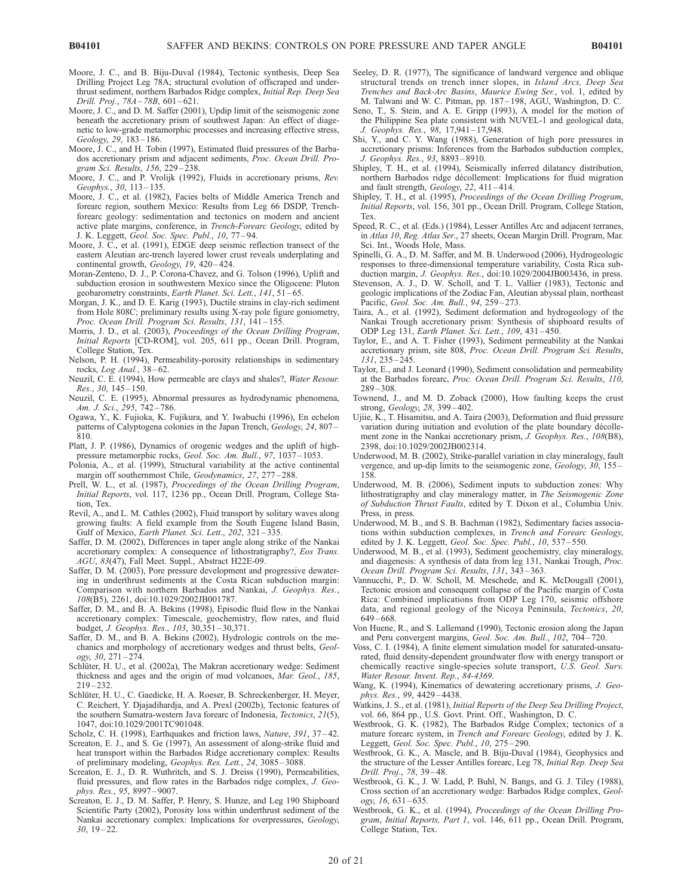Moore, J. C., and B. Biju-Duval (1984), Tectonic synthesis, Deep Sea Drilling Project Leg 78A; structural evolution of offscraped and underthrust sediment, northern Barbados Ridge complex, *Initial Rep. Deep Sea Drill. Proj.*, *78A–78B*, 601–621.

Moore, J. C., and D. M. Saffer (2001), Updip limit of the seismogenic zone beneath the accretionary prism of southwest Japan: An effect of diagenetic to low-grade metamorphic processes and increasing effective stress, *Geology*, *29*, 183–186.

Moore, J. C., and H. Tobin (1997), Estimated fluid pressures of the Barbados accretionary prism and adjacent sediments, *Proc. Ocean Drill. Program Sci. Results*, *156*, 229–238.

Moore, J. C., and P. Vrolijk (1992), Fluids in accretionary prisms, *Rev. Geophys.*, *30*, 113–135.

Moore, J. C., et al. (1982), Facies belts of Middle America Trench and forearc region, southern Mexico: Results from Leg 66 DSDP, Trench-forearc geology: sedimentation and tectonics on modern and ancient active plate margins, conference, in *Trench-Forearc Geology*, edited by J. K. Leggett, *Geol. Soc. Spec. Publ.*, *10*, 77–94.

Moore, J. C., et al. (1991), EDGE deep seismic reflection transect of the eastern Aleutian arc-trench layered lower crust reveals underplating and continental growth, *Geology*, *19*, 420–424.

Moran-Zenteno, D. J., P. Corona-Chavez, and G. Tolson (1996), Uplift and subduction erosion in southwestern Mexico since the Oligocene: Pluton geobarometry constraints, *Earth Planet. Sci. Lett.*, *141*, 51–65.

Morgan, J. K., and D. E. Karig (1993), Ductile strains in clay-rich sediment from Hole 808C; preliminary results using X-ray pole figure goniometry, *Proc. Ocean Drill. Program Sci. Results*, *131*, 141–155.

Morris, J. D., et al. (2003), *Proceedings of the Ocean Drilling Program*, *Initial Reports* [CD-ROM], vol. 205, 611 pp., Ocean Drill. Program, College Station, Tex.

Nelson, P. H. (1994), Permeability-porosity relationships in sedimentary rocks, *Log Anal.*, 38–62.

Neuzil, C. E. (1994), How permeable are clays and shales?, *Water Resour. Res.*, *30*, 145–150.

Neuzil, C. E. (1995), Abnormal pressures as hydrodynamic phenomena, *Am. J. Sci.*, *295*, 742–786.

Ogawa, Y., K. Fujioka, K. Fujikura, and Y. Iwabuchi (1996), En echelon patterns of Calyptogena colonies in the Japan Trench, *Geology*, *24*, 807–810.

Platt, J. P. (1986), Dynamics of orogenic wedges and the uplift of high-pressure metamorphic rocks, *Geol. Soc. Am. Bull.*, *97*, 1037–1053.

Polonia, A., et al. (1999), Structural variability at the active continental margin off southernmost Chile, *Geodynamics*, *27*, 277–288.

Prell, W. L., et al. (1987), *Proceedings of the Ocean Drilling Program*, *Initial Reports*, vol. 117, 1236 pp., Ocean Drill. Program, College Station, Tex.

Revil, A., and L. M. Cathles (2002), Fluid transport by solitary waves along growing faults: A field example from the South Eugene Island Basin, Gulf of Mexico, *Earth Planet. Sci. Lett.*, *202*, 321–335.

Saffer, D. M. (2002), Differences in taper angle along strike of the Nankai accretionary complex: A consequence of lithostratigraphy?, *Eos Trans. AGU*, *83*(47), Fall Meet. Suppl., Abstract H22E-09.

Saffer, D. M. (2003), Pore pressure development and progressive dewatering in underthrust sediments at the Costa Rican subduction margin: Comparison with northern Barbados and Nankai, *J. Geophys. Res.*, *108*(B5), 2261, doi:10.1029/2002JB001787.

Saffer, D. M., and B. A. Bekins (1998), Episodic fluid flow in the Nankai accretionary complex: Timescale, geochemistry, flow rates, and fluid budget, *J. Geophys. Res.*, *103*, 30,351–30,371.

Saffer, D. M., and B. A. Bekins (2002), Hydrologic controls on the mechanics and morphology of accretionary wedges and thrust belts, *Geology*, *30*, 271–274.

Schlüter, H. U., et al. (2002a), The Makran accretionary wedge: Sediment thickness and ages and the origin of mud volcanoes, *Mar. Geol.*, *185*, 219–232.

Schlüter, H. U., C. Gaedicke, H. A. Roeser, B. Schreckenberger, H. Meyer, C. Reichert, Y. Djajadihardja, and A. Prexl (2002b), Tectonic features of the southern Sumatra-western Java forearc of Indonesia, *Tectonics*, *21*(5), 1047, doi:10.1029/2001TC901048.

Scholz, C. H. (1998), Earthquakes and friction laws, *Nature*, *391*, 37–42.

Screaton, E. J., and S. Ge (1997), An assessment of along-strike fluid and heat transport within the Barbados Ridge accretionary complex: Results of preliminary modeling, *Geophys. Res. Lett.*, *24*, 3085–3088.

Screaton, E. J., D. R. Wuthritch, and S. J. Dreiss (1990), Permeabilities, fluid pressures, and flow rates in the Barbados ridge complex, *J. Geophys. Res.*, *95*, 8997–9007.

Screaton, E. J., D. M. Saffer, P. Henry, S. Hunze, and Leg 190 Shipboard Scientific Party (2002), Porosity loss within underthrust sediment of the Nankai accretionary complex: Implications for overpressures, *Geology*, *30*, 19–22.

Seeley, D. R. (1977), The significance of landward vergence and oblique structural trends on trench inner slopes, in *Island Arcs, Deep Sea Trenches and Back-Arc Basins*, *Maurice Ewing Ser.*, vol. 1, edited by M. Talwani and W. C. Pitman, pp. 187–198, AGU, Washington, D. C.

Seno, T., S. Stein, and A. E. Gripp (1993), A model for the motion of the Philippine Sea plate consistent with NUVEL-1 and geological data, *J. Geophys. Res.*, *98*, 17,941–17,948.

Shi, Y., and C. Y. Wang (1988), Generation of high pore pressures in accretionary prisms: Inferences from the Barbados subduction complex, *J. Geophys. Res.*, *93*, 8893–8910.

Shipley, T. H., et al. (1994), Seismically inferred dilatancy distribution, northern Barbados ridge décollement: Implications for fluid migration and fault strength, *Geology*, *22*, 411–414.

Shipley, T. H., et al. (1995), *Proceedings of the Ocean Drilling Program*, *Initial Reports*, vol. 156, 301 pp., Ocean Drill. Program, College Station, Tex.

Speed, R. C., et al. (Eds.) (1984), Lesser Antilles Arc and adjacent terranes, in *Atlas 10*, *Reg. Atlas Ser.*, 27 sheets, Ocean Margin Drill. Program, Mar. Sci. Int., Woods Hole, Mass.

Spinelli, G. A., D. M. Saffer, and M. B. Underwood (2006), Hydrogeologic responses to three-dimensional temperature variability, Costa Rica subduction margin, *J. Geophys. Res.*, doi:10.1029/2004JB003436, in press.

Stevenson, A. J., D. W. Scholl, and T. L. Vallier (1983), Tectonic and geologic implications of the Zodiac Fan, Aleutian abyssal plain, northeast Pacific, *Geol. Soc. Am. Bull.*, *94*, 259–273.

Taira, A., et al. (1992), Sediment deformation and hydrogeology of the Nankai Trough accretionary prism: Synthesis of shipboard results of ODP Leg 131, *Earth Planet. Sci. Lett.*, *109*, 431–450.

Taylor, E., and A. T. Fisher (1993), Sediment permeability at the Nankai accretionary prism, site 808, *Proc. Ocean Drill. Program Sci. Results*, *131*, 235–245.

Taylor, E., and J. Leonard (1990), Sediment consolidation and permeability at the Barbados forearc, *Proc. Ocean Drill. Program Sci. Results*, *110*, 289–308.

Townend, J., and M. D. Zoback (2000), How faulting keeps the crust strong, *Geology*, *28*, 399–402.

Ujiie, K., T. Hisamitsu, and A. Taira (2003), Deformation and fluid pressure variation during initiation and evolution of the plate boundary décollement zone in the Nankai accretionary prism, *J. Geophys. Res.*, *108*(B8), 2398, doi:10.1029/2002JB002314.

Underwood, M. B. (2002), Strike-parallel variation in clay mineralogy, fault vergence, and up-dip limits to the seismogenic zone, *Geology*, *30*, 155–158.

Underwood, M. B. (2006), Sediment inputs to subduction zones: Why lithostratigraphy and clay mineralogy matter, in *The Seismogenic Zone of Subduction Thrust Faults*, edited by T. Dixon et al., Columbia Univ. Press, in press.

Underwood, M. B., and S. B. Bachman (1982), Sedimentary facies associations within subduction complexes, in *Trench and Forearc Geology*, edited by J. K. Leggett, *Geol. Soc. Spec. Publ.*, *10*, 537–550.

Underwood, M. B., et al. (1993), Sediment geochemistry, clay mineralogy, and diagenesis: A synthesis of data from leg 131, Nankai Trough, *Proc. Ocean Drill. Program Sci. Results*, *131*, 343–363.

Vannucchi, P., D. W. Scholl, M. Meschede, and K. McDougall (2001), Tectonic erosion and consequent collapse of the Pacific margin of Costa Rica: Combined implications from ODP Leg 170, seismic offshore data, and regional geology of the Nicoya Peninsula, *Tectonics*, *20*, 649–668.

Von Huene, R., and S. Lallemand (1990), Tectonic erosion along the Japan and Peru convergent margins, *Geol. Soc. Am. Bull.*, *102*, 704–720.

Voss, C. I. (1984), A finite element simulation model for saturated-unsaturated, fluid density-dependent groundwater flow with energy transport or chemically reactive single-species solute transport, *U.S. Geol. Surv. Water Resour. Invest. Rep.*, *84-4369*.

Wang, K. (1994), Kinematics of dewatering accretionary prisms, *J. Geophys. Res.*, *99*, 4429–4438.

Watkins, J. S., et al. (1981), *Initial Reports of the Deep Sea Drilling Project*, vol. 66, 864 pp., U.S. Govt. Print. Off., Washington, D. C.

Westbrook, G. K. (1982), The Barbados Ridge Complex; tectonics of a mature forearc system, in *Trench and Forearc Geology*, edited by J. K. Leggett, *Geol. Soc. Spec. Publ.*, *10*, 275–290.

Westbrook, G. K., A. Mascle, and B. Biju-Duval (1984), Geophysics and the structure of the Lesser Antilles forearc, Leg 78, *Initial Rep. Deep Sea Drill. Proj.*, *78*, 39–48.

Westbrook, G. K., J. W. Ladd, P. Buhl, N. Bangs, and G. J. Tiley (1988), Cross section of an accretionary wedge: Barbados Ridge complex, *Geology*, *16*, 631–635.

Westbrook, G. K., et al. (1994), *Proceedings of the Ocean Drilling Program*, *Initial Reports, Part 1*, vol. 146, 611 pp., Ocean Drill. Program, College Station, Tex.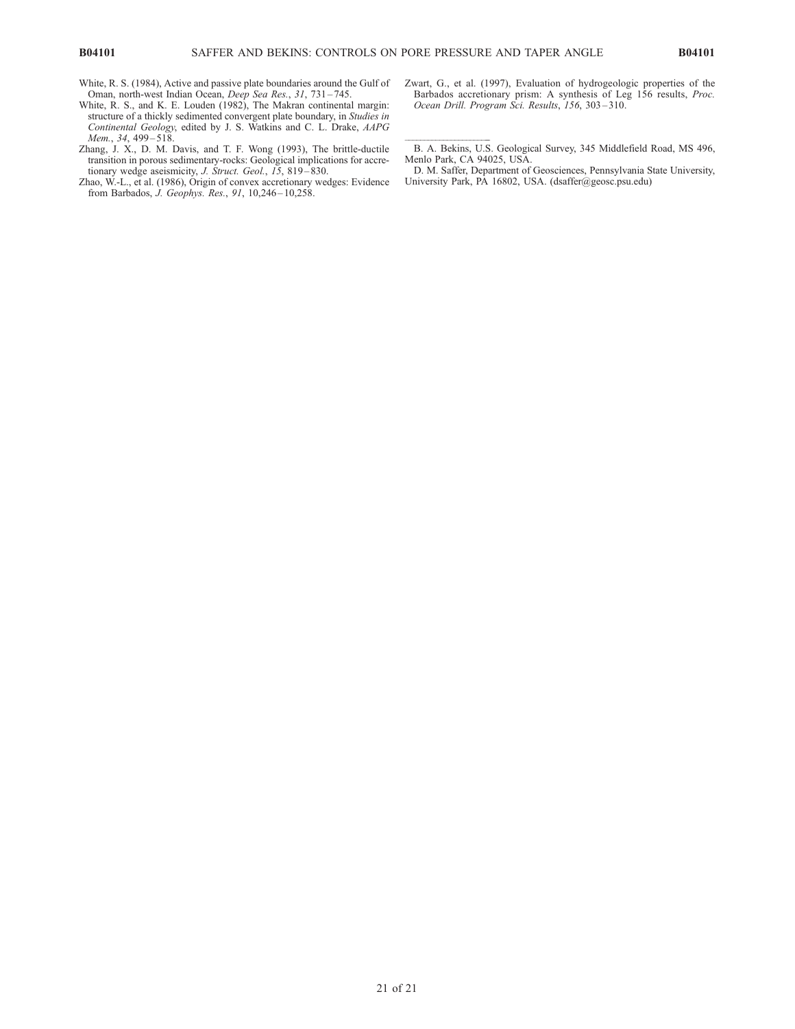White, R. S. (1984), Active and passive plate boundaries around the Gulf of Oman, north-west Indian Ocean, *Deep Sea Res.*, *31*, 731–745.

White, R. S., and K. E. Louden (1982), The Makran continental margin: structure of a thickly sedimented convergent plate boundary, in *Studies in Continental Geology*, edited by J. S. Watkins and C. L. Drake, *AAPG Mem.*, *34*, 499–518.

Zhang, J. X., D. M. Davis, and T. F. Wong (1993), The brittle-ductile transition in porous sedimentary-rocks: Geological implications for accretionary wedge aseismicity, *J. Struct. Geol.*, *15*, 819–830.

Zhao, W.-L., et al. (1986), Origin of convex accretionary wedges: Evidence from Barbados, *J. Geophys. Res.*, *91*, 10,246–10,258.

Zwart, G., et al. (1997), Evaluation of hydrogeologic properties of the Barbados accretionary prism: A synthesis of Leg 156 results, *Proc. Ocean Drill. Program Sci. Results*, *156*, 303–310.

---

B. A. Bekins, U.S. Geological Survey, 345 Middlefield Road, MS 496, Menlo Park, CA 94025, USA.

D. M. Saffer, Department of Geosciences, Pennsylvania State University, University Park, PA 16802, USA. (dsaffer@geosc.psu.edu)